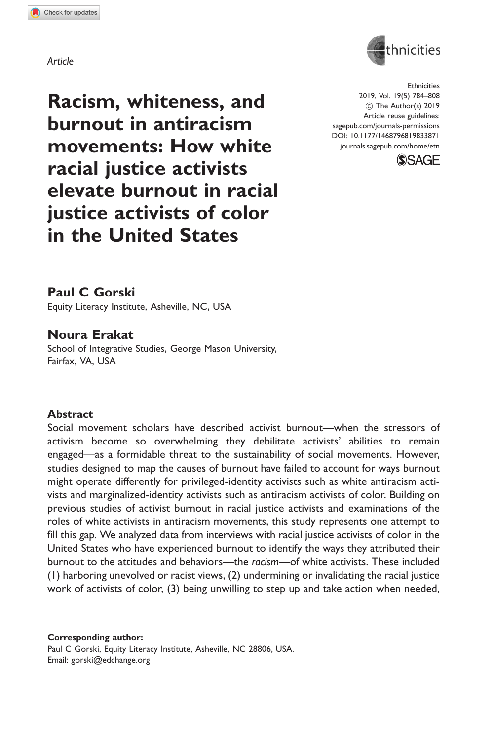Article

# Racism, whiteness, and burnout in antiracism movements: How white racial justice activists elevate burnout in racial justice activists of color in the United States

Ethnicities
2019, Vol. 19(5) 784–808
© The Author(s) 2019
Article reuse guidelines:
sagepub.com/journals-permissions
DOI: 10.1177/1468796819833871
journals.sagepub.com/home/etn

**Paul C Gorski**
Equity Literacy Institute, Asheville, NC, USA

**Noura Erakat**
School of Integrative Studies, George Mason University, Fairfax, VA, USA

## Abstract

Social movement scholars have described activist burnout—when the stressors of activism become so overwhelming they debilitate activists' abilities to remain engaged—as a formidable threat to the sustainability of social movements. However, studies designed to map the causes of burnout have failed to account for ways burnout might operate differently for privileged-identity activists such as white antiracism activists and marginalized-identity activists such as antiracism activists of color. Building on previous studies of activist burnout in racial justice activists and examinations of the roles of white activists in antiracism movements, this study represents one attempt to fill this gap. We analyzed data from interviews with racial justice activists of color in the United States who have experienced burnout to identify the ways they attributed their burnout to the attitudes and behaviors—the *racism*—of white activists. These included (1) harboring unevolved or racist views, (2) undermining or invalidating the racial justice work of activists of color, (3) being unwilling to step up and take action when needed,

**Corresponding author:**
Paul C Gorski, Equity Literacy Institute, Asheville, NC 28806, USA.
Email: gorski@edchange.org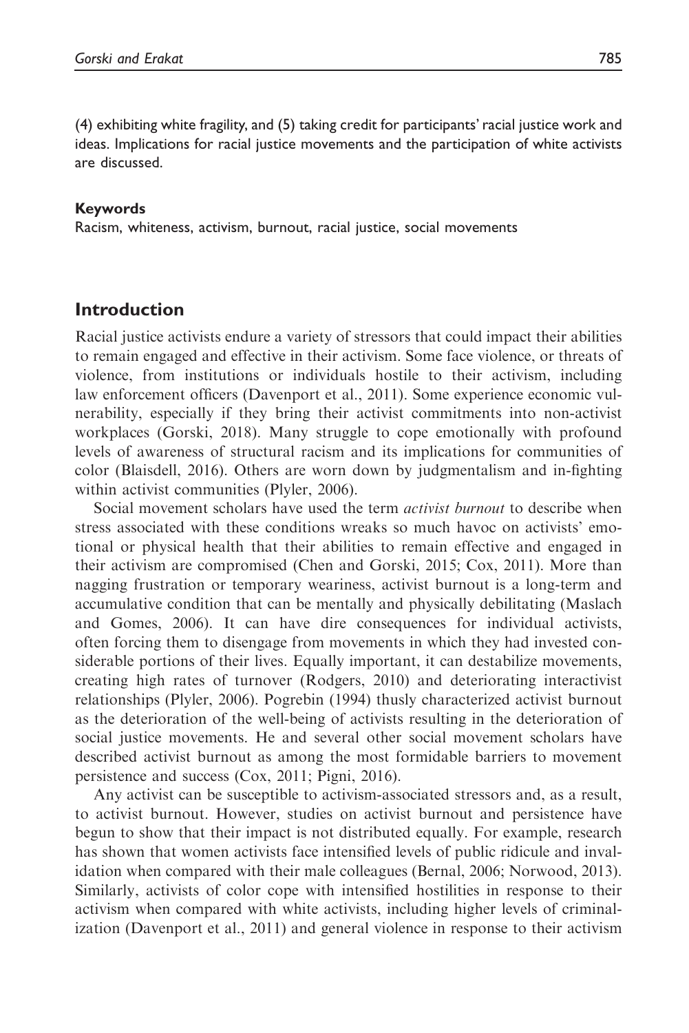(4) exhibiting white fragility, and (5) taking credit for participants' racial justice work and ideas. Implications for racial justice movements and the participation of white activists are discussed.

#### Keywords

Racism, whiteness, activism, burnout, racial justice, social movements

## Introduction

Racial justice activists endure a variety of stressors that could impact their abilities to remain engaged and effective in their activism. Some face violence, or threats of violence, from institutions or individuals hostile to their activism, including law enforcement officers (Davenport et al., 2011). Some experience economic vulnerability, especially if they bring their activist commitments into non-activist workplaces (Gorski, 2018). Many struggle to cope emotionally with profound levels of awareness of structural racism and its implications for communities of color (Blaisdell, 2016). Others are worn down by judgmentalism and in-fighting within activist communities (Plyler, 2006).

Social movement scholars have used the term *activist burnout* to describe when stress associated with these conditions wreaks so much havoc on activists' emotional or physical health that their abilities to remain effective and engaged in their activism are compromised (Chen and Gorski, 2015; Cox, 2011). More than nagging frustration or temporary weariness, activist burnout is a long-term and accumulative condition that can be mentally and physically debilitating (Maslach and Gomes, 2006). It can have dire consequences for individual activists, often forcing them to disengage from movements in which they had invested considerable portions of their lives. Equally important, it can destabilize movements, creating high rates of turnover (Rodgers, 2010) and deteriorating interactivist relationships (Plyler, 2006). Pogrebin (1994) thusly characterized activist burnout as the deterioration of the well-being of activists resulting in the deterioration of social justice movements. He and several other social movement scholars have described activist burnout as among the most formidable barriers to movement persistence and success (Cox, 2011; Pigni, 2016).

Any activist can be susceptible to activism-associated stressors and, as a result, to activist burnout. However, studies on activist burnout and persistence have begun to show that their impact is not distributed equally. For example, research has shown that women activists face intensified levels of public ridicule and invalidation when compared with their male colleagues (Bernal, 2006; Norwood, 2013). Similarly, activists of color cope with intensified hostilities in response to their activism when compared with white activists, including higher levels of criminalization (Davenport et al., 2011) and general violence in response to their activism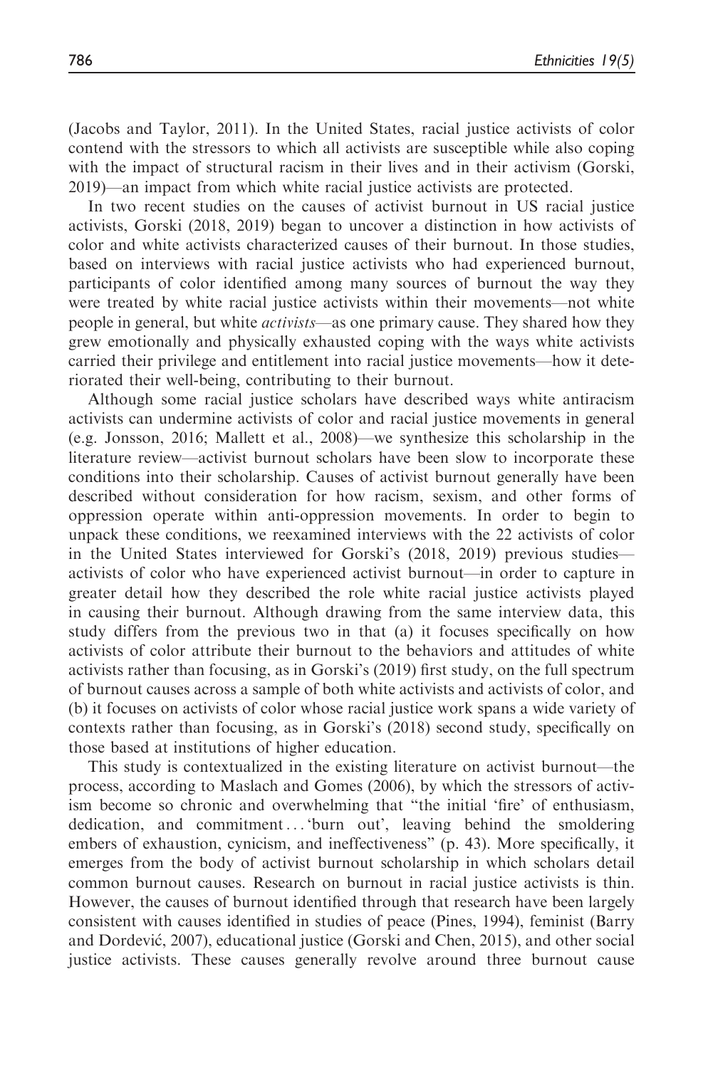(Jacobs and Taylor, 2011). In the United States, racial justice activists of color contend with the stressors to which all activists are susceptible while also coping with the impact of structural racism in their lives and in their activism (Gorski, 2019)—an impact from which white racial justice activists are protected.

In two recent studies on the causes of activist burnout in US racial justice activists, Gorski (2018, 2019) began to uncover a distinction in how activists of color and white activists characterized causes of their burnout. In those studies, based on interviews with racial justice activists who had experienced burnout, participants of color identified among many sources of burnout the way they were treated by white racial justice activists within their movements—not white people in general, but white *activists*—as one primary cause. They shared how they grew emotionally and physically exhausted coping with the ways white activists carried their privilege and entitlement into racial justice movements—how it deteriorated their well-being, contributing to their burnout.

Although some racial justice scholars have described ways white antiracism activists can undermine activists of color and racial justice movements in general (e.g. Jonsson, 2016; Mallett et al., 2008)—we synthesize this scholarship in the literature review—activist burnout scholars have been slow to incorporate these conditions into their scholarship. Causes of activist burnout generally have been described without consideration for how racism, sexism, and other forms of oppression operate within anti-oppression movements. In order to begin to unpack these conditions, we reexamined interviews with the 22 activists of color in the United States interviewed for Gorski's (2018, 2019) previous studies—activists of color who have experienced activist burnout—in order to capture in greater detail how they described the role white racial justice activists played in causing their burnout. Although drawing from the same interview data, this study differs from the previous two in that (a) it focuses specifically on how activists of color attribute their burnout to the behaviors and attitudes of white activists rather than focusing, as in Gorski's (2019) first study, on the full spectrum of burnout causes across a sample of both white activists and activists of color, and (b) it focuses on activists of color whose racial justice work spans a wide variety of contexts rather than focusing, as in Gorski's (2018) second study, specifically on those based at institutions of higher education.

This study is contextualized in the existing literature on activist burnout—the process, according to Maslach and Gomes (2006), by which the stressors of activism become so chronic and overwhelming that "the initial 'fire' of enthusiasm, dedication, and commitment ... 'burn out', leaving behind the smoldering embers of exhaustion, cynicism, and ineffectiveness" (p. 43). More specifically, it emerges from the body of activist burnout scholarship in which scholars detail common burnout causes. Research on burnout in racial justice activists is thin. However, the causes of burnout identified through that research have been largely consistent with causes identified in studies of peace (Pines, 1994), feminist (Barry and Dordević, 2007), educational justice (Gorski and Chen, 2015), and other social justice activists. These causes generally revolve around three burnout cause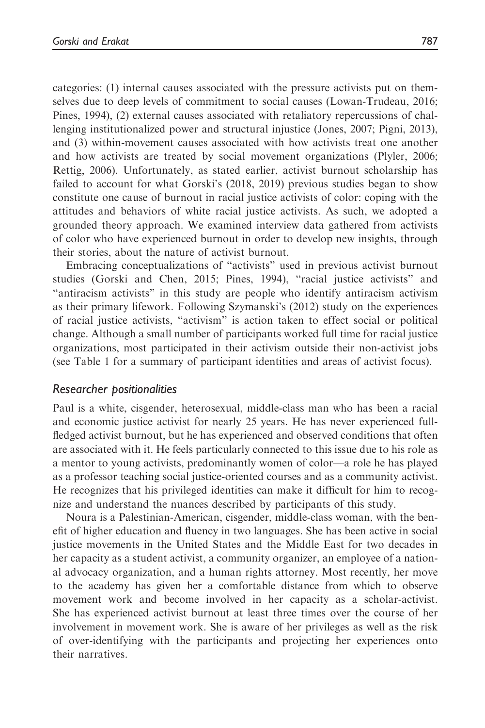categories: (1) internal causes associated with the pressure activists put on themselves due to deep levels of commitment to social causes (Lowan-Trudeau, 2016; Pines, 1994), (2) external causes associated with retaliatory repercussions of challenging institutionalized power and structural injustice (Jones, 2007; Pigni, 2013), and (3) within-movement causes associated with how activists treat one another and how activists are treated by social movement organizations (Plyler, 2006; Rettig, 2006). Unfortunately, as stated earlier, activist burnout scholarship has failed to account for what Gorski's (2018, 2019) previous studies began to show constitute one cause of burnout in racial justice activists of color: coping with the attitudes and behaviors of white racial justice activists. As such, we adopted a grounded theory approach. We examined interview data gathered from activists of color who have experienced burnout in order to develop new insights, through their stories, about the nature of activist burnout.

Embracing conceptualizations of "activists" used in previous activist burnout studies (Gorski and Chen, 2015; Pines, 1994), "racial justice activists" and "antiracism activists" in this study are people who identify antiracism activism as their primary lifework. Following Szymanski's (2012) study on the experiences of racial justice activists, "activism" is action taken to effect social or political change. Although a small number of participants worked full time for racial justice organizations, most participated in their activism outside their non-activist jobs (see Table 1 for a summary of participant identities and areas of activist focus).

### *Researcher positionalities*

Paul is a white, cisgender, heterosexual, middle-class man who has been a racial and economic justice activist for nearly 25 years. He has never experienced full-fledged activist burnout, but he has experienced and observed conditions that often are associated with it. He feels particularly connected to this issue due to his role as a mentor to young activists, predominantly women of color—a role he has played as a professor teaching social justice-oriented courses and as a community activist. He recognizes that his privileged identities can make it difficult for him to recognize and understand the nuances described by participants of this study.

Noura is a Palestinian-American, cisgender, middle-class woman, with the benefit of higher education and fluency in two languages. She has been active in social justice movements in the United States and the Middle East for two decades in her capacity as a student activist, a community organizer, an employee of a national advocacy organization, and a human rights attorney. Most recently, her move to the academy has given her a comfortable distance from which to observe movement work and become involved in her capacity as a scholar-activist. She has experienced activist burnout at least three times over the course of her involvement in movement work. She is aware of her privileges as well as the risk of over-identifying with the participants and projecting her experiences onto their narratives.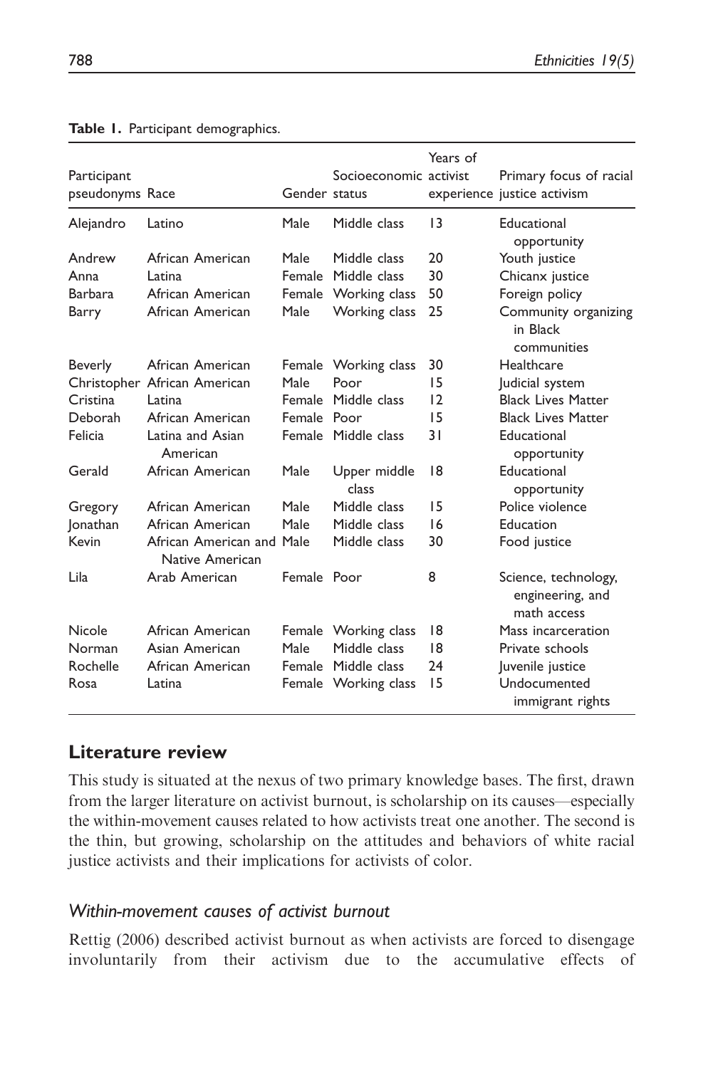**Table 1.** Participant demographics.

| Participant pseudonyms | Race | Gender | Socioeconomic status | Years of activist experience | Primary focus of racial justice activism |
|---|---|---|---|---|---|
| Alejandro | Latino | Male | Middle class | 13 | Educational opportunity |
| Andrew | African American | Male | Middle class | 20 | Youth justice |
| Anna | Latina | Female | Middle class | 30 | Chicanx justice |
| Barbara | African American | Female | Working class | 50 | Foreign policy |
| Barry | African American | Male | Working class | 25 | Community organizing in Black communities |
| Beverly | African American | Female | Working class | 30 | Healthcare |
| Christopher | African American | Male | Poor | 15 | Judicial system |
| Cristina | Latina | Female | Middle class | 12 | Black Lives Matter |
| Deborah | African American | Female | Poor | 15 | Black Lives Matter |
| Felicia | Latina and Asian American | Female | Middle class | 31 | Educational opportunity |
| Gerald | African American | Male | Upper middle class | 18 | Educational opportunity |
| Gregory | African American | Male | Middle class | 15 | Police violence |
| Jonathan | African American | Male | Middle class | 16 | Education |
| Kevin | African American and Native American | Male | Middle class | 30 | Food justice |
| Lila | Arab American | Female | Poor | 8 | Science, technology, engineering, and math access |
| Nicole | African American | Female | Working class | 18 | Mass incarceration |
| Norman | Asian American | Male | Middle class | 18 | Private schools |
| Rochelle | African American | Female | Middle class | 24 | Juvenile justice |
| Rosa | Latina | Female | Working class | 15 | Undocumented immigrant rights |

## Literature review

This study is situated at the nexus of two primary knowledge bases. The first, drawn from the larger literature on activist burnout, is scholarship on its causes—especially the within-movement causes related to how activists treat one another. The second is the thin, but growing, scholarship on the attitudes and behaviors of white racial justice activists and their implications for activists of color.

### *Within-movement causes of activist burnout*

Rettig (2006) described activist burnout as when activists are forced to disengage involuntarily from their activism due to the accumulative effects of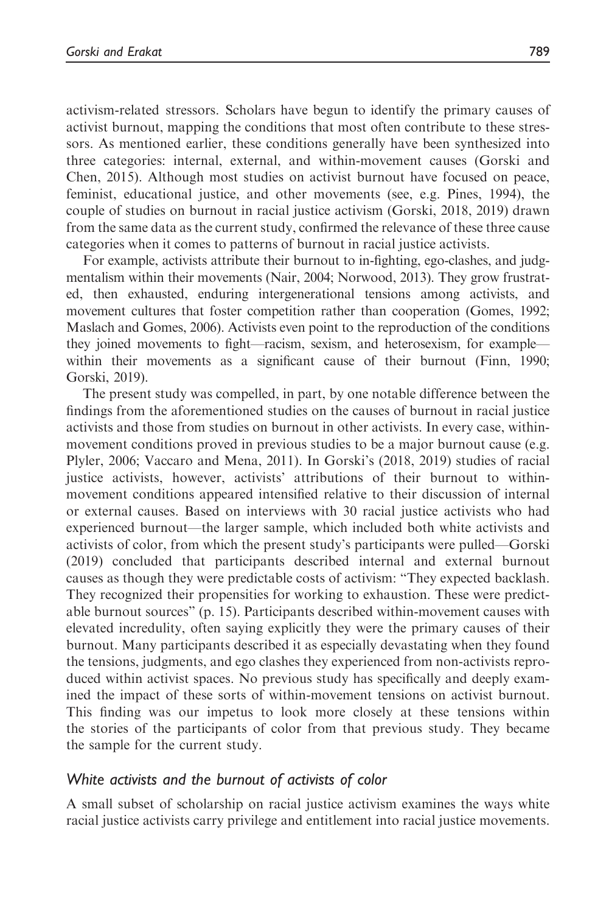activism-related stressors. Scholars have begun to identify the primary causes of activist burnout, mapping the conditions that most often contribute to these stressors. As mentioned earlier, these conditions generally have been synthesized into three categories: internal, external, and within-movement causes (Gorski and Chen, 2015). Although most studies on activist burnout have focused on peace, feminist, educational justice, and other movements (see, e.g. Pines, 1994), the couple of studies on burnout in racial justice activism (Gorski, 2018, 2019) drawn from the same data as the current study, confirmed the relevance of these three cause categories when it comes to patterns of burnout in racial justice activists.

For example, activists attribute their burnout to in-fighting, ego-clashes, and judgmentalism within their movements (Nair, 2004; Norwood, 2013). They grow frustrated, then exhausted, enduring intergenerational tensions among activists, and movement cultures that foster competition rather than cooperation (Gomes, 1992; Maslach and Gomes, 2006). Activists even point to the reproduction of the conditions they joined movements to fight—racism, sexism, and heterosexism, for example—within their movements as a significant cause of their burnout (Finn, 1990; Gorski, 2019).

The present study was compelled, in part, by one notable difference between the findings from the aforementioned studies on the causes of burnout in racial justice activists and those from studies on burnout in other activists. In every case, within-movement conditions proved in previous studies to be a major burnout cause (e.g. Plyler, 2006; Vaccaro and Mena, 2011). In Gorski's (2018, 2019) studies of racial justice activists, however, activists' attributions of their burnout to within-movement conditions appeared intensified relative to their discussion of internal or external causes. Based on interviews with 30 racial justice activists who had experienced burnout—the larger sample, which included both white activists and activists of color, from which the present study's participants were pulled—Gorski (2019) concluded that participants described internal and external burnout causes as though they were predictable costs of activism: "They expected backlash. They recognized their propensities for working to exhaustion. These were predictable burnout sources" (p. 15). Participants described within-movement causes with elevated incredulity, often saying explicitly they were the primary causes of their burnout. Many participants described it as especially devastating when they found the tensions, judgments, and ego clashes they experienced from non-activists reproduced within activist spaces. No previous study has specifically and deeply examined the impact of these sorts of within-movement tensions on activist burnout. This finding was our impetus to look more closely at these tensions within the stories of the participants of color from that previous study. They became the sample for the current study.

### *White activists and the burnout of activists of color*

A small subset of scholarship on racial justice activism examines the ways white racial justice activists carry privilege and entitlement into racial justice movements.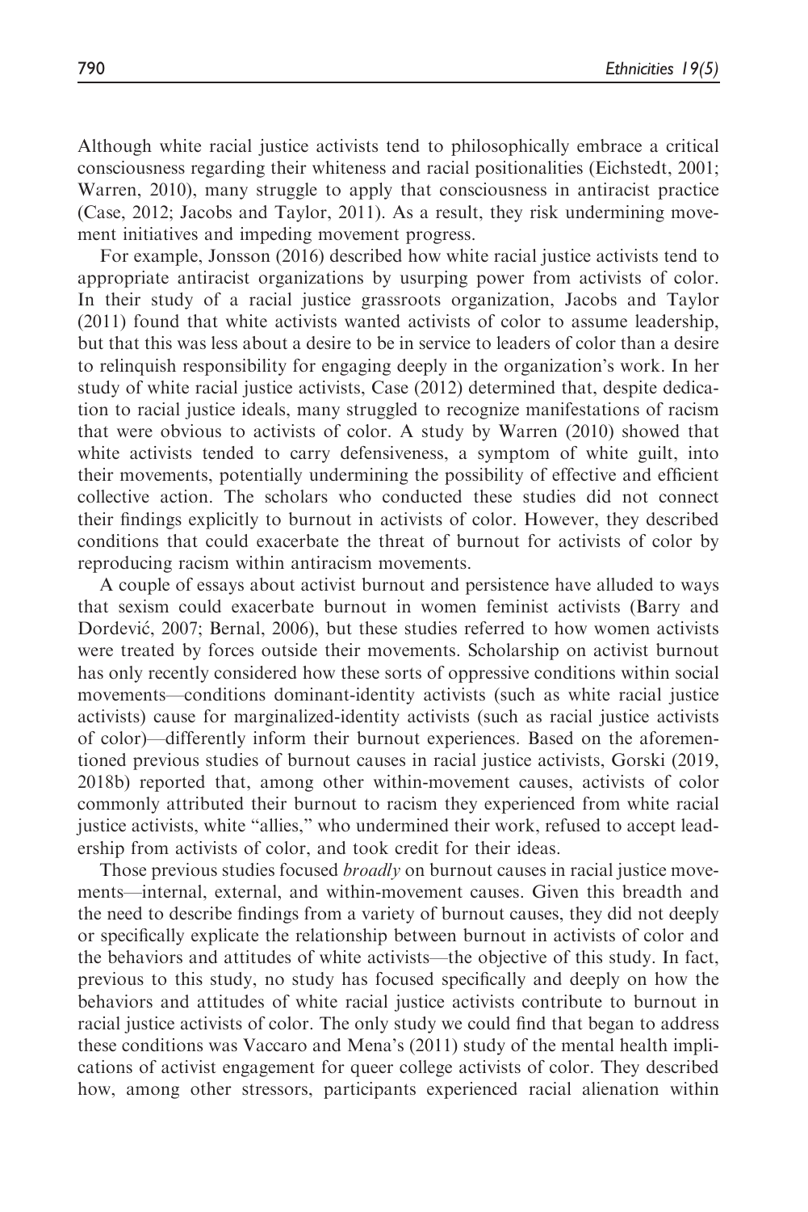Although white racial justice activists tend to philosophically embrace a critical consciousness regarding their whiteness and racial positionalities (Eichstedt, 2001; Warren, 2010), many struggle to apply that consciousness in antiracist practice (Case, 2012; Jacobs and Taylor, 2011). As a result, they risk undermining movement initiatives and impeding movement progress.

For example, Jonsson (2016) described how white racial justice activists tend to appropriate antiracist organizations by usurping power from activists of color. In their study of a racial justice grassroots organization, Jacobs and Taylor (2011) found that white activists wanted activists of color to assume leadership, but that this was less about a desire to be in service to leaders of color than a desire to relinquish responsibility for engaging deeply in the organization's work. In her study of white racial justice activists, Case (2012) determined that, despite dedication to racial justice ideals, many struggled to recognize manifestations of racism that were obvious to activists of color. A study by Warren (2010) showed that white activists tended to carry defensiveness, a symptom of white guilt, into their movements, potentially undermining the possibility of effective and efficient collective action. The scholars who conducted these studies did not connect their findings explicitly to burnout in activists of color. However, they described conditions that could exacerbate the threat of burnout for activists of color by reproducing racism within antiracism movements.

A couple of essays about activist burnout and persistence have alluded to ways that sexism could exacerbate burnout in women feminist activists (Barry and Dordević, 2007; Bernal, 2006), but these studies referred to how women activists were treated by forces outside their movements. Scholarship on activist burnout has only recently considered how these sorts of oppressive conditions within social movements—conditions dominant-identity activists (such as white racial justice activists) cause for marginalized-identity activists (such as racial justice activists of color)—differently inform their burnout experiences. Based on the aforementioned previous studies of burnout causes in racial justice activists, Gorski (2019, 2018b) reported that, among other within-movement causes, activists of color commonly attributed their burnout to racism they experienced from white racial justice activists, white "allies," who undermined their work, refused to accept leadership from activists of color, and took credit for their ideas.

Those previous studies focused *broadly* on burnout causes in racial justice movements—internal, external, and within-movement causes. Given this breadth and the need to describe findings from a variety of burnout causes, they did not deeply or specifically explicate the relationship between burnout in activists of color and the behaviors and attitudes of white activists—the objective of this study. In fact, previous to this study, no study has focused specifically and deeply on how the behaviors and attitudes of white racial justice activists contribute to burnout in racial justice activists of color. The only study we could find that began to address these conditions was Vaccaro and Mena's (2011) study of the mental health implications of activist engagement for queer college activists of color. They described how, among other stressors, participants experienced racial alienation within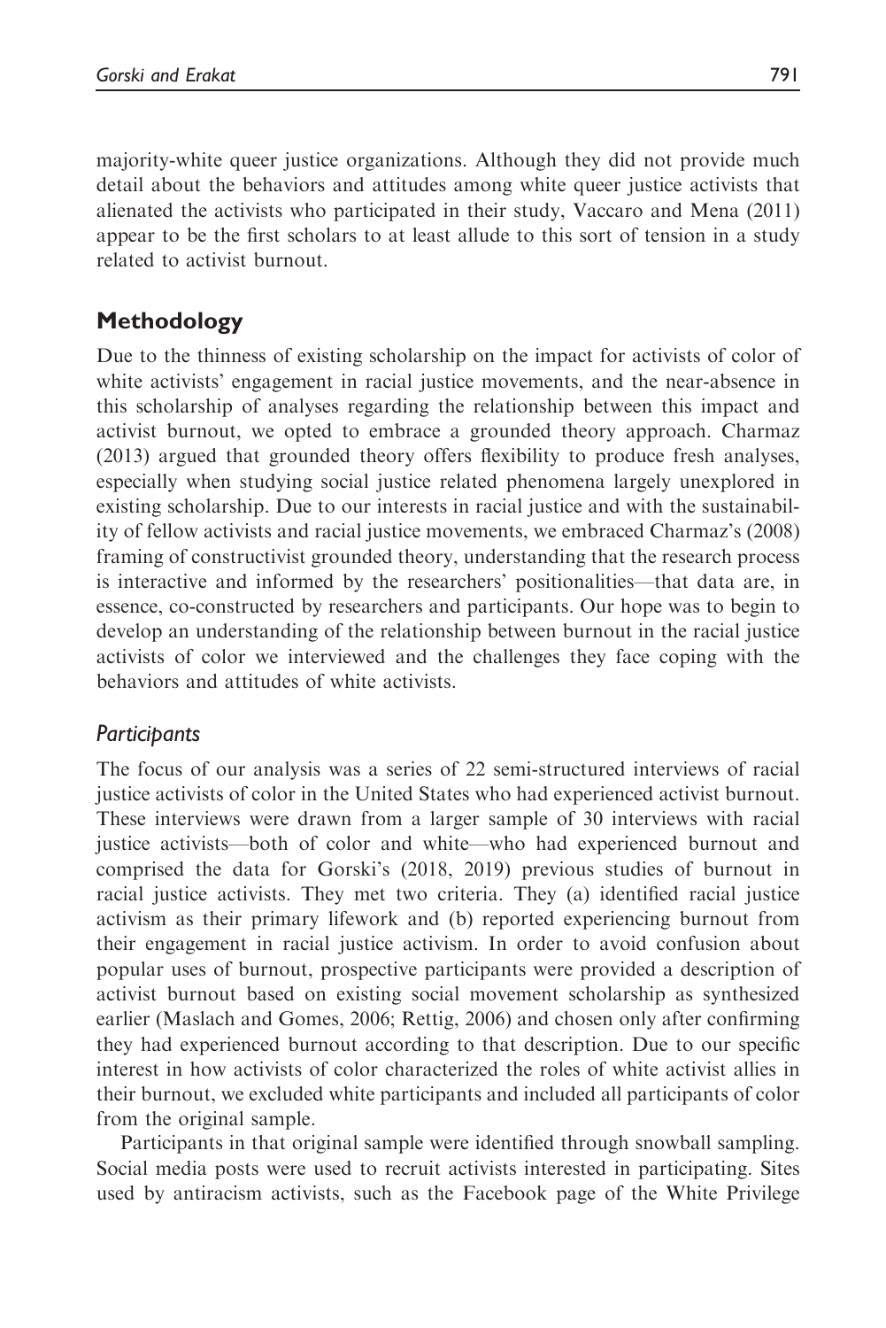majority-white queer justice organizations. Although they did not provide much detail about the behaviors and attitudes among white queer justice activists that alienated the activists who participated in their study, Vaccaro and Mena (2011) appear to be the first scholars to at least allude to this sort of tension in a study related to activist burnout.

## Methodology

Due to the thinness of existing scholarship on the impact for activists of color of white activists' engagement in racial justice movements, and the near-absence in this scholarship of analyses regarding the relationship between this impact and activist burnout, we opted to embrace a grounded theory approach. Charmaz (2013) argued that grounded theory offers flexibility to produce fresh analyses, especially when studying social justice related phenomena largely unexplored in existing scholarship. Due to our interests in racial justice and with the sustainability of fellow activists and racial justice movements, we embraced Charmaz's (2008) framing of constructivist grounded theory, understanding that the research process is interactive and informed by the researchers' positionalities—that data are, in essence, co-constructed by researchers and participants. Our hope was to begin to develop an understanding of the relationship between burnout in the racial justice activists of color we interviewed and the challenges they face coping with the behaviors and attitudes of white activists.

### *Participants*

The focus of our analysis was a series of 22 semi-structured interviews of racial justice activists of color in the United States who had experienced activist burnout. These interviews were drawn from a larger sample of 30 interviews with racial justice activists—both of color and white—who had experienced burnout and comprised the data for Gorski's (2018, 2019) previous studies of burnout in racial justice activists. They met two criteria. They (a) identified racial justice activism as their primary lifework and (b) reported experiencing burnout from their engagement in racial justice activism. In order to avoid confusion about popular uses of burnout, prospective participants were provided a description of activist burnout based on existing social movement scholarship as synthesized earlier (Maslach and Gomes, 2006; Rettig, 2006) and chosen only after confirming they had experienced burnout according to that description. Due to our specific interest in how activists of color characterized the roles of white activist allies in their burnout, we excluded white participants and included all participants of color from the original sample.

Participants in that original sample were identified through snowball sampling. Social media posts were used to recruit activists interested in participating. Sites used by antiracism activists, such as the Facebook page of the White Privilege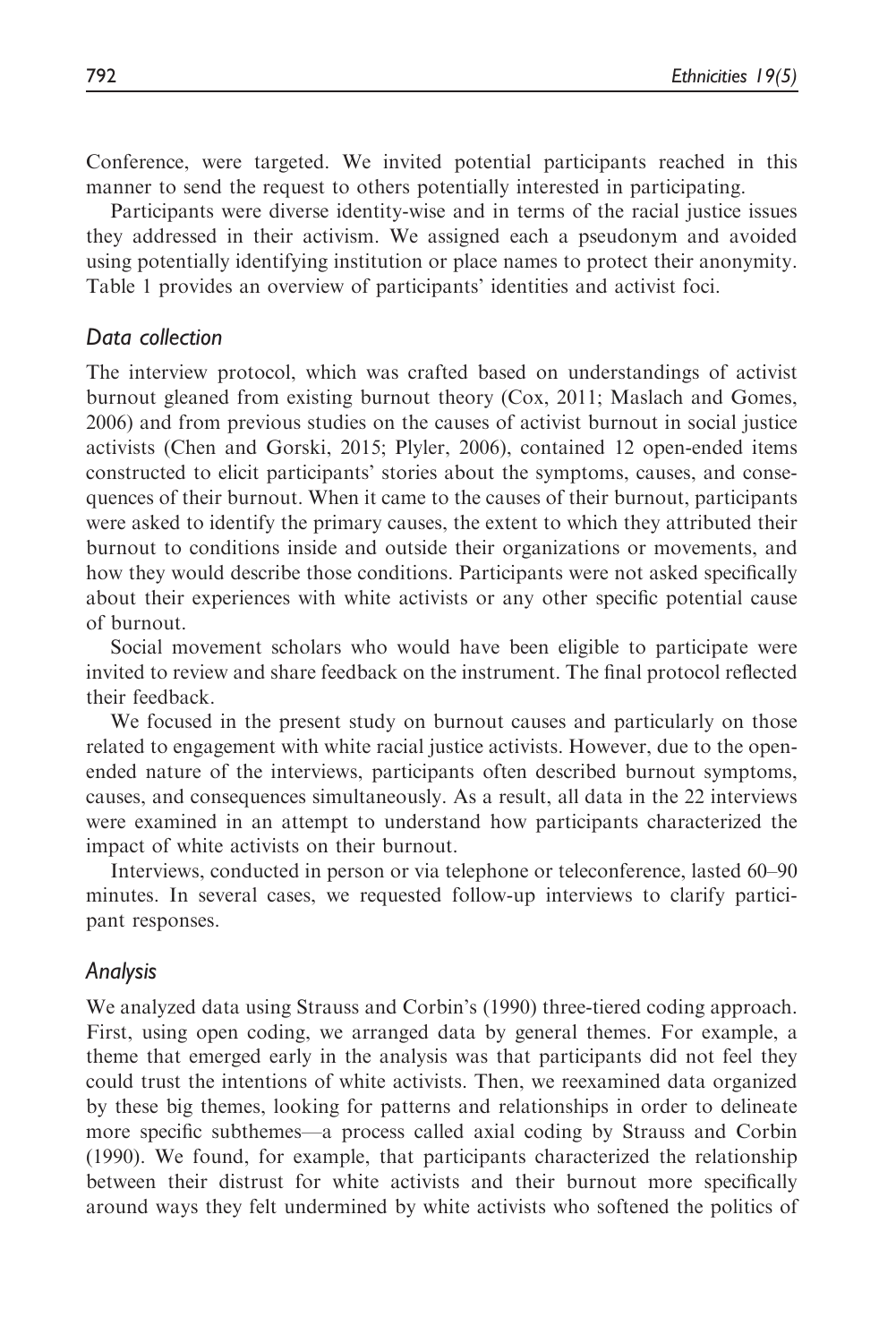Conference, were targeted. We invited potential participants reached in this manner to send the request to others potentially interested in participating.

Participants were diverse identity-wise and in terms of the racial justice issues they addressed in their activism. We assigned each a pseudonym and avoided using potentially identifying institution or place names to protect their anonymity. Table 1 provides an overview of participants' identities and activist foci.

### *Data collection*

The interview protocol, which was crafted based on understandings of activist burnout gleaned from existing burnout theory (Cox, 2011; Maslach and Gomes, 2006) and from previous studies on the causes of activist burnout in social justice activists (Chen and Gorski, 2015; Plyler, 2006), contained 12 open-ended items constructed to elicit participants' stories about the symptoms, causes, and consequences of their burnout. When it came to the causes of their burnout, participants were asked to identify the primary causes, the extent to which they attributed their burnout to conditions inside and outside their organizations or movements, and how they would describe those conditions. Participants were not asked specifically about their experiences with white activists or any other specific potential cause of burnout.

Social movement scholars who would have been eligible to participate were invited to review and share feedback on the instrument. The final protocol reflected their feedback.

We focused in the present study on burnout causes and particularly on those related to engagement with white racial justice activists. However, due to the open-ended nature of the interviews, participants often described burnout symptoms, causes, and consequences simultaneously. As a result, all data in the 22 interviews were examined in an attempt to understand how participants characterized the impact of white activists on their burnout.

Interviews, conducted in person or via telephone or teleconference, lasted 60–90 minutes. In several cases, we requested follow-up interviews to clarify participant responses.

### *Analysis*

We analyzed data using Strauss and Corbin's (1990) three-tiered coding approach. First, using open coding, we arranged data by general themes. For example, a theme that emerged early in the analysis was that participants did not feel they could trust the intentions of white activists. Then, we reexamined data organized by these big themes, looking for patterns and relationships in order to delineate more specific subthemes—a process called axial coding by Strauss and Corbin (1990). We found, for example, that participants characterized the relationship between their distrust for white activists and their burnout more specifically around ways they felt undermined by white activists who softened the politics of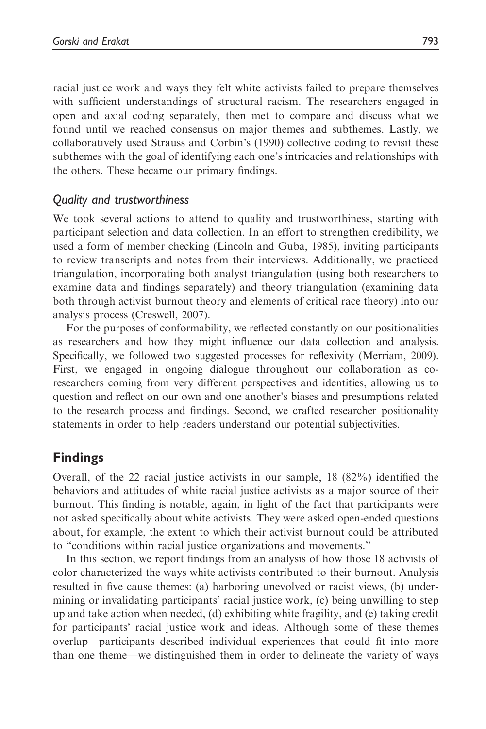racial justice work and ways they felt white activists failed to prepare themselves with sufficient understandings of structural racism. The researchers engaged in open and axial coding separately, then met to compare and discuss what we found until we reached consensus on major themes and subthemes. Lastly, we collaboratively used Strauss and Corbin's (1990) collective coding to revisit these subthemes with the goal of identifying each one's intricacies and relationships with the others. These became our primary findings.

### *Quality and trustworthiness*

We took several actions to attend to quality and trustworthiness, starting with participant selection and data collection. In an effort to strengthen credibility, we used a form of member checking (Lincoln and Guba, 1985), inviting participants to review transcripts and notes from their interviews. Additionally, we practiced triangulation, incorporating both analyst triangulation (using both researchers to examine data and findings separately) and theory triangulation (examining data both through activist burnout theory and elements of critical race theory) into our analysis process (Creswell, 2007).

For the purposes of conformability, we reflected constantly on our positionalities as researchers and how they might influence our data collection and analysis. Specifically, we followed two suggested processes for reflexivity (Merriam, 2009). First, we engaged in ongoing dialogue throughout our collaboration as co-researchers coming from very different perspectives and identities, allowing us to question and reflect on our own and one another's biases and presumptions related to the research process and findings. Second, we crafted researcher positionality statements in order to help readers understand our potential subjectivities.

## Findings

Overall, of the 22 racial justice activists in our sample, 18 (82%) identified the behaviors and attitudes of white racial justice activists as a major source of their burnout. This finding is notable, again, in light of the fact that participants were not asked specifically about white activists. They were asked open-ended questions about, for example, the extent to which their activist burnout could be attributed to "conditions within racial justice organizations and movements."

In this section, we report findings from an analysis of how those 18 activists of color characterized the ways white activists contributed to their burnout. Analysis resulted in five cause themes: (a) harboring unevolved or racist views, (b) undermining or invalidating participants' racial justice work, (c) being unwilling to step up and take action when needed, (d) exhibiting white fragility, and (e) taking credit for participants' racial justice work and ideas. Although some of these themes overlap—participants described individual experiences that could fit into more than one theme—we distinguished them in order to delineate the variety of ways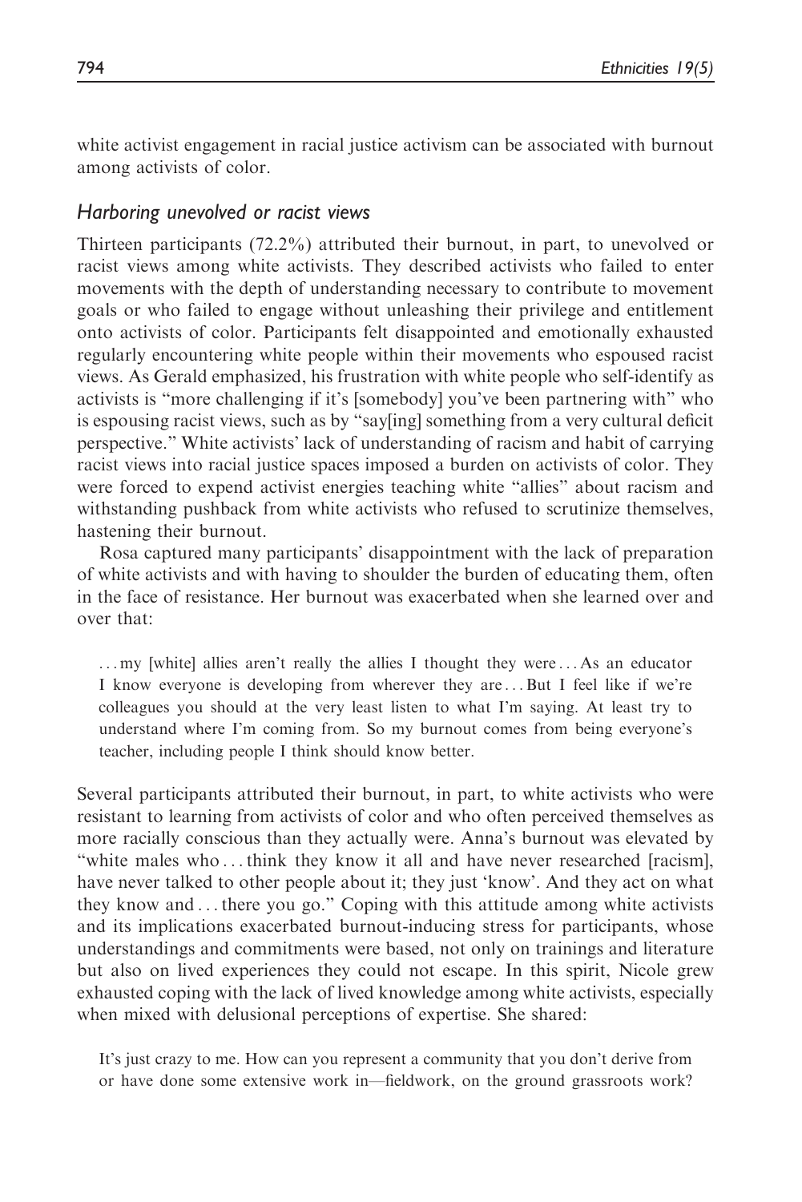white activist engagement in racial justice activism can be associated with burnout among activists of color.

### *Harboring unevolved or racist views*

Thirteen participants (72.2%) attributed their burnout, in part, to unevolved or racist views among white activists. They described activists who failed to enter movements with the depth of understanding necessary to contribute to movement goals or who failed to engage without unleashing their privilege and entitlement onto activists of color. Participants felt disappointed and emotionally exhausted regularly encountering white people within their movements who espoused racist views. As Gerald emphasized, his frustration with white people who self-identify as activists is "more challenging if it's [somebody] you've been partnering with" who is espousing racist views, such as by "say[ing] something from a very cultural deficit perspective." White activists' lack of understanding of racism and habit of carrying racist views into racial justice spaces imposed a burden on activists of color. They were forced to expend activist energies teaching white "allies" about racism and withstanding pushback from white activists who refused to scrutinize themselves, hastening their burnout.

Rosa captured many participants' disappointment with the lack of preparation of white activists and with having to shoulder the burden of educating them, often in the face of resistance. Her burnout was exacerbated when she learned over and over that:

> ... my [white] allies aren't really the allies I thought they were ... As an educator I know everyone is developing from wherever they are ... But I feel like if we're colleagues you should at the very least listen to what I'm saying. At least try to understand where I'm coming from. So my burnout comes from being everyone's teacher, including people I think should know better.

Several participants attributed their burnout, in part, to white activists who were resistant to learning from activists of color and who often perceived themselves as more racially conscious than they actually were. Anna's burnout was elevated by "white males who ... think they know it all and have never researched [racism], have never talked to other people about it; they just 'know'. And they act on what they know and ... there you go." Coping with this attitude among white activists and its implications exacerbated burnout-inducing stress for participants, whose understandings and commitments were based, not only on trainings and literature but also on lived experiences they could not escape. In this spirit, Nicole grew exhausted coping with the lack of lived knowledge among white activists, especially when mixed with delusional perceptions of expertise. She shared:

> It's just crazy to me. How can you represent a community that you don't derive from or have done some extensive work in—fieldwork, on the ground grassroots work?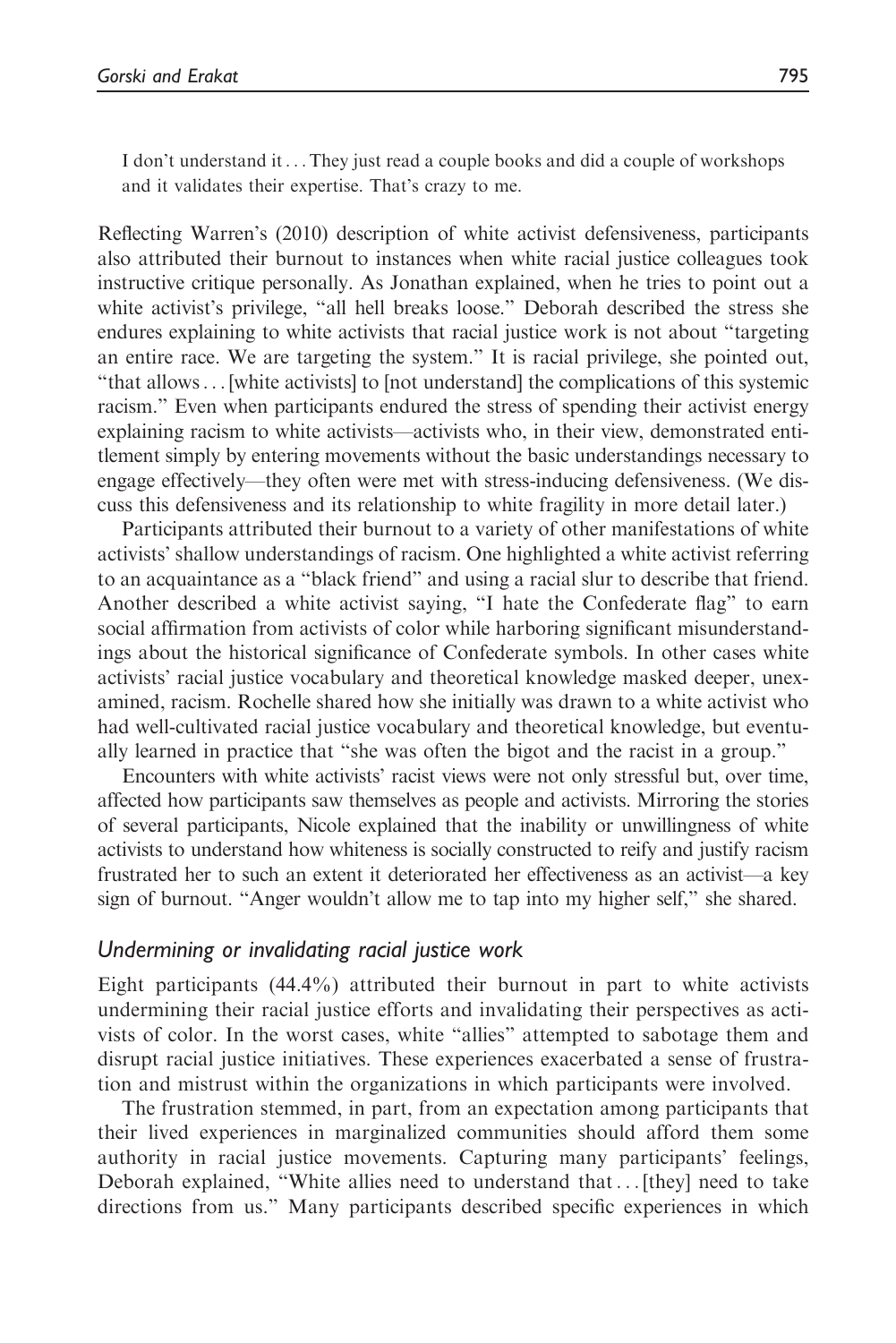> I don't understand it . . . They just read a couple books and did a couple of workshops and it validates their expertise. That's crazy to me.

Reflecting Warren's (2010) description of white activist defensiveness, participants also attributed their burnout to instances when white racial justice colleagues took instructive critique personally. As Jonathan explained, when he tries to point out a white activist's privilege, "all hell breaks loose." Deborah described the stress she endures explaining to white activists that racial justice work is not about "targeting an entire race. We are targeting the system." It is racial privilege, she pointed out, "that allows . . . [white activists] to [not understand] the complications of this systemic racism." Even when participants endured the stress of spending their activist energy explaining racism to white activists—activists who, in their view, demonstrated entitlement simply by entering movements without the basic understandings necessary to engage effectively—they often were met with stress-inducing defensiveness. (We discuss this defensiveness and its relationship to white fragility in more detail later.)

Participants attributed their burnout to a variety of other manifestations of white activists' shallow understandings of racism. One highlighted a white activist referring to an acquaintance as a "black friend" and using a racial slur to describe that friend. Another described a white activist saying, "I hate the Confederate flag" to earn social affirmation from activists of color while harboring significant misunderstandings about the historical significance of Confederate symbols. In other cases white activists' racial justice vocabulary and theoretical knowledge masked deeper, unexamined, racism. Rochelle shared how she initially was drawn to a white activist who had well-cultivated racial justice vocabulary and theoretical knowledge, but eventually learned in practice that "she was often the bigot and the racist in a group."

Encounters with white activists' racist views were not only stressful but, over time, affected how participants saw themselves as people and activists. Mirroring the stories of several participants, Nicole explained that the inability or unwillingness of white activists to understand how whiteness is socially constructed to reify and justify racism frustrated her to such an extent it deteriorated her effectiveness as an activist—a key sign of burnout. "Anger wouldn't allow me to tap into my higher self," she shared.

### *Undermining or invalidating racial justice work*

Eight participants (44.4%) attributed their burnout in part to white activists undermining their racial justice efforts and invalidating their perspectives as activists of color. In the worst cases, white "allies" attempted to sabotage them and disrupt racial justice initiatives. These experiences exacerbated a sense of frustration and mistrust within the organizations in which participants were involved.

The frustration stemmed, in part, from an expectation among participants that their lived experiences in marginalized communities should afford them some authority in racial justice movements. Capturing many participants' feelings, Deborah explained, "White allies need to understand that . . . [they] need to take directions from us." Many participants described specific experiences in which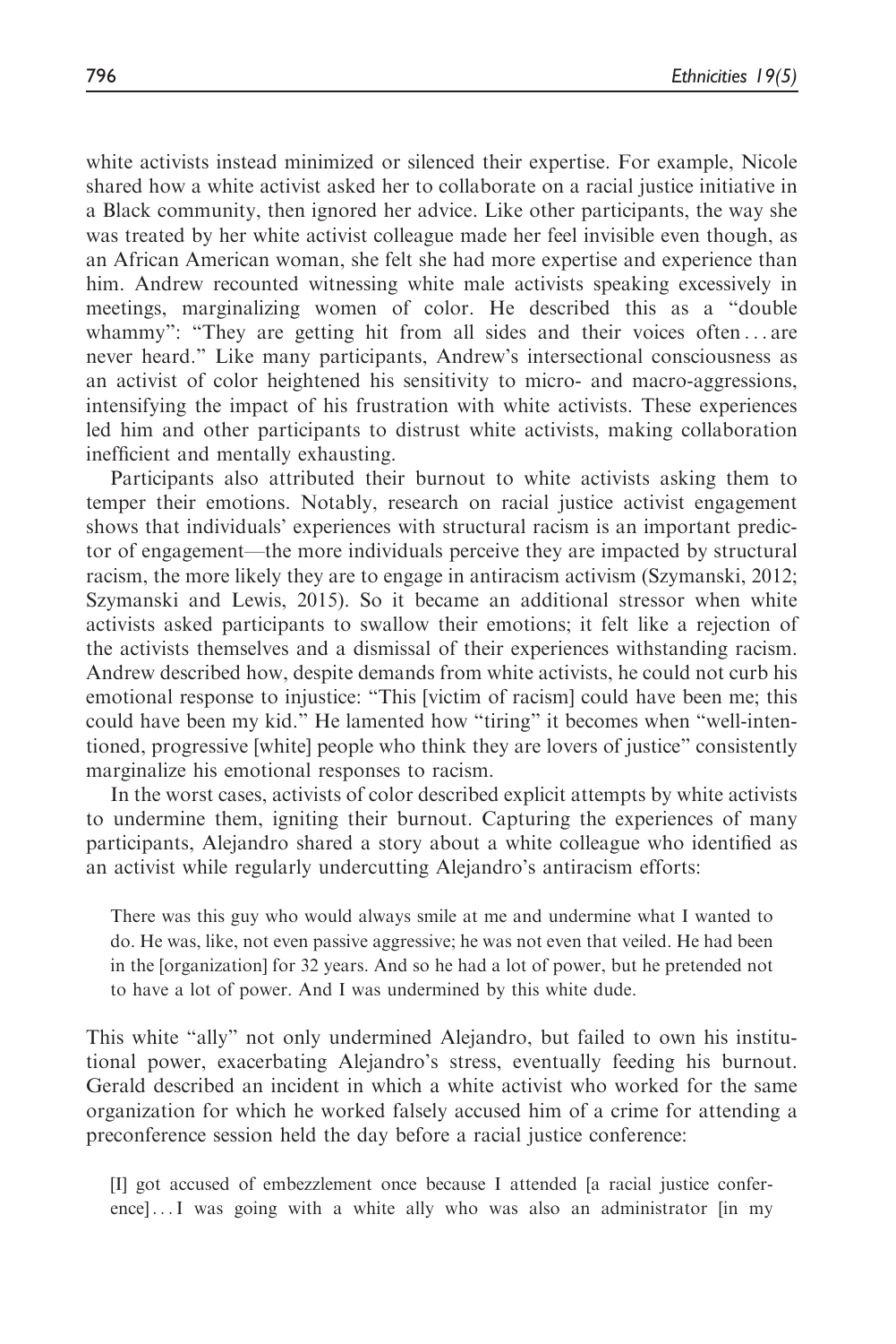white activists instead minimized or silenced their expertise. For example, Nicole shared how a white activist asked her to collaborate on a racial justice initiative in a Black community, then ignored her advice. Like other participants, the way she was treated by her white activist colleague made her feel invisible even though, as an African American woman, she felt she had more expertise and experience than him. Andrew recounted witnessing white male activists speaking excessively in meetings, marginalizing women of color. He described this as a "double whammy": "They are getting hit from all sides and their voices often ... are never heard." Like many participants, Andrew's intersectional consciousness as an activist of color heightened his sensitivity to micro- and macro-aggressions, intensifying the impact of his frustration with white activists. These experiences led him and other participants to distrust white activists, making collaboration inefficient and mentally exhausting.

Participants also attributed their burnout to white activists asking them to temper their emotions. Notably, research on racial justice activist engagement shows that individuals' experiences with structural racism is an important predictor of engagement—the more individuals perceive they are impacted by structural racism, the more likely they are to engage in antiracism activism (Szymanski, 2012; Szymanski and Lewis, 2015). So it became an additional stressor when white activists asked participants to swallow their emotions; it felt like a rejection of the activists themselves and a dismissal of their experiences withstanding racism. Andrew described how, despite demands from white activists, he could not curb his emotional response to injustice: "This [victim of racism] could have been me; this could have been my kid." He lamented how "tiring" it becomes when "well-intentioned, progressive [white] people who think they are lovers of justice" consistently marginalize his emotional responses to racism.

In the worst cases, activists of color described explicit attempts by white activists to undermine them, igniting their burnout. Capturing the experiences of many participants, Alejandro shared a story about a white colleague who identified as an activist while regularly undercutting Alejandro's antiracism efforts:

> There was this guy who would always smile at me and undermine what I wanted to do. He was, like, not even passive aggressive; he was not even that veiled. He had been in the [organization] for 32 years. And so he had a lot of power, but he pretended not to have a lot of power. And I was undermined by this white dude.

This white "ally" not only undermined Alejandro, but failed to own his institutional power, exacerbating Alejandro's stress, eventually feeding his burnout. Gerald described an incident in which a white activist who worked for the same organization for which he worked falsely accused him of a crime for attending a preconference session held the day before a racial justice conference:

> [I] got accused of embezzlement once because I attended [a racial justice conference] ... I was going with a white ally who was also an administrator [in my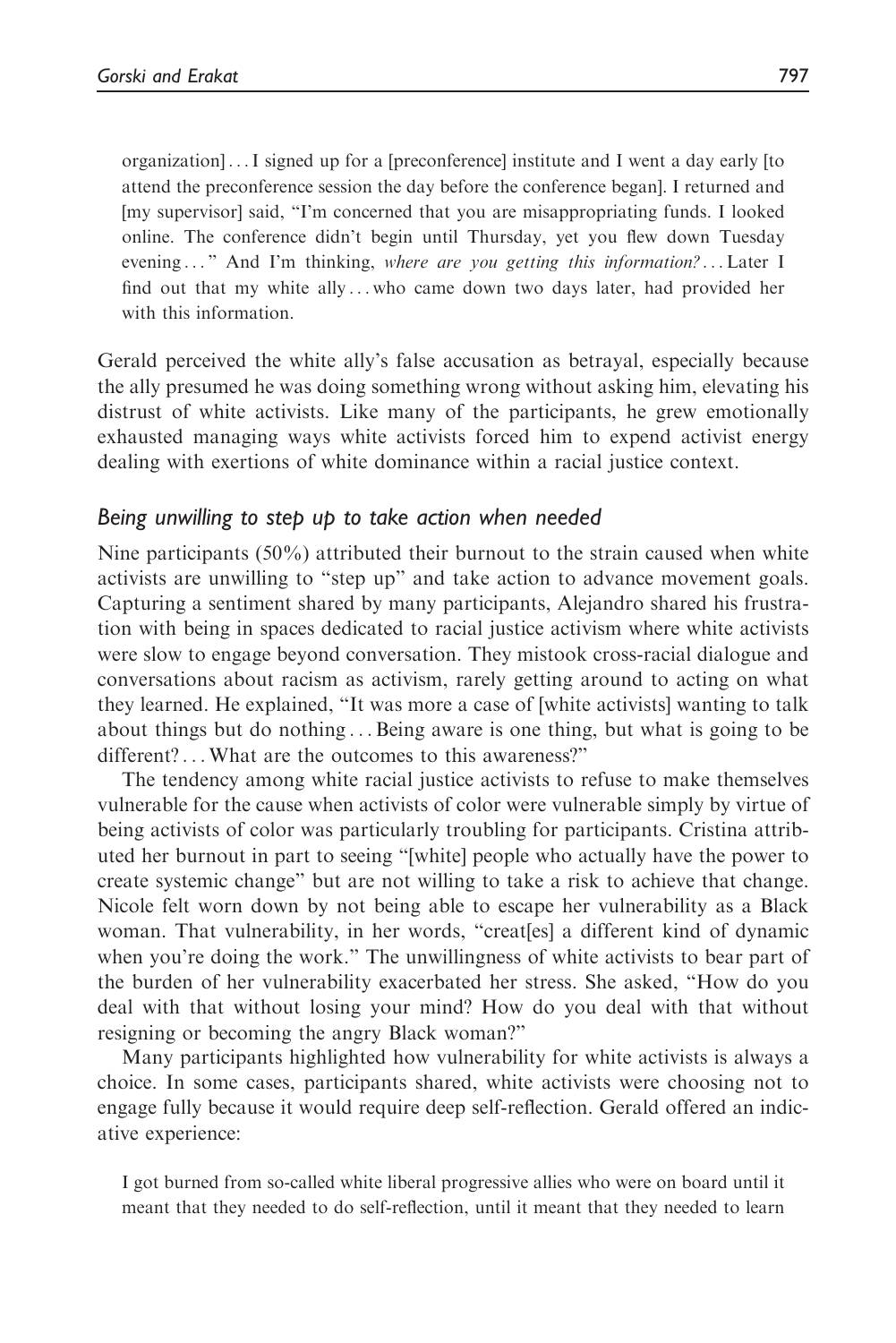> organization] . . . I signed up for a [preconference] institute and I went a day early [to attend the preconference session the day before the conference began]. I returned and [my supervisor] said, "I'm concerned that you are misappropriating funds. I looked online. The conference didn't begin until Thursday, yet you flew down Tuesday evening . . . " And I'm thinking, *where are you getting this information?* . . . Later I find out that my white ally . . . who came down two days later, had provided her with this information.

Gerald perceived the white ally's false accusation as betrayal, especially because the ally presumed he was doing something wrong without asking him, elevating his distrust of white activists. Like many of the participants, he grew emotionally exhausted managing ways white activists forced him to expend activist energy dealing with exertions of white dominance within a racial justice context.

### *Being unwilling to step up to take action when needed*

Nine participants (50%) attributed their burnout to the strain caused when white activists are unwilling to "step up" and take action to advance movement goals. Capturing a sentiment shared by many participants, Alejandro shared his frustration with being in spaces dedicated to racial justice activism where white activists were slow to engage beyond conversation. They mistook cross-racial dialogue and conversations about racism as activism, rarely getting around to acting on what they learned. He explained, "It was more a case of [white activists] wanting to talk about things but do nothing . . . Being aware is one thing, but what is going to be different? . . . What are the outcomes to this awareness?"

The tendency among white racial justice activists to refuse to make themselves vulnerable for the cause when activists of color were vulnerable simply by virtue of being activists of color was particularly troubling for participants. Cristina attributed her burnout in part to seeing "[white] people who actually have the power to create systemic change" but are not willing to take a risk to achieve that change. Nicole felt worn down by not being able to escape her vulnerability as a Black woman. That vulnerability, in her words, "creat[es] a different kind of dynamic when you're doing the work." The unwillingness of white activists to bear part of the burden of her vulnerability exacerbated her stress. She asked, "How do you deal with that without losing your mind? How do you deal with that without resigning or becoming the angry Black woman?"

Many participants highlighted how vulnerability for white activists is always a choice. In some cases, participants shared, white activists were choosing not to engage fully because it would require deep self-reflection. Gerald offered an indicative experience:

> I got burned from so-called white liberal progressive allies who were on board until it meant that they needed to do self-reflection, until it meant that they needed to learn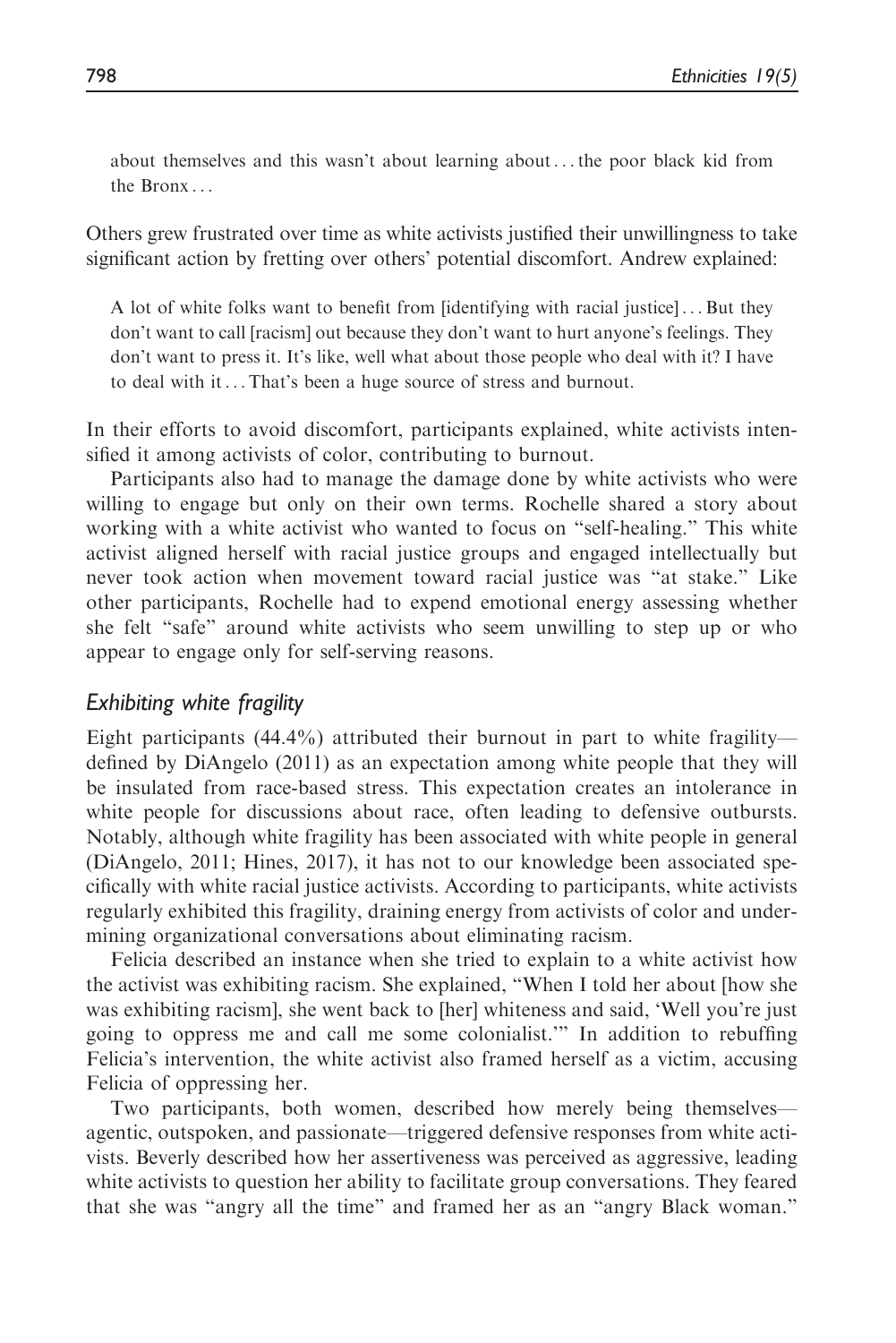> about themselves and this wasn't about learning about . . . the poor black kid from the Bronx . . .

Others grew frustrated over time as white activists justified their unwillingness to take significant action by fretting over others' potential discomfort. Andrew explained:

> A lot of white folks want to benefit from [identifying with racial justice] . . . But they don't want to call [racism] out because they don't want to hurt anyone's feelings. They don't want to press it. It's like, well what about those people who deal with it? I have to deal with it . . . That's been a huge source of stress and burnout.

In their efforts to avoid discomfort, participants explained, white activists intensified it among activists of color, contributing to burnout.

Participants also had to manage the damage done by white activists who were willing to engage but only on their own terms. Rochelle shared a story about working with a white activist who wanted to focus on "self-healing." This white activist aligned herself with racial justice groups and engaged intellectually but never took action when movement toward racial justice was "at stake." Like other participants, Rochelle had to expend emotional energy assessing whether she felt "safe" around white activists who seem unwilling to step up or who appear to engage only for self-serving reasons.

### *Exhibiting white fragility*

Eight participants (44.4%) attributed their burnout in part to white fragility—defined by DiAngelo (2011) as an expectation among white people that they will be insulated from race-based stress. This expectation creates an intolerance in white people for discussions about race, often leading to defensive outbursts. Notably, although white fragility has been associated with white people in general (DiAngelo, 2011; Hines, 2017), it has not to our knowledge been associated specifically with white racial justice activists. According to participants, white activists regularly exhibited this fragility, draining energy from activists of color and undermining organizational conversations about eliminating racism.

Felicia described an instance when she tried to explain to a white activist how the activist was exhibiting racism. She explained, "When I told her about [how she was exhibiting racism], she went back to [her] whiteness and said, 'Well you're just going to oppress me and call me some colonialist.'" In addition to rebuffing Felicia's intervention, the white activist also framed herself as a victim, accusing Felicia of oppressing her.

Two participants, both women, described how merely being themselves—agentic, outspoken, and passionate—triggered defensive responses from white activists. Beverly described how her assertiveness was perceived as aggressive, leading white activists to question her ability to facilitate group conversations. They feared that she was "angry all the time" and framed her as an "angry Black woman."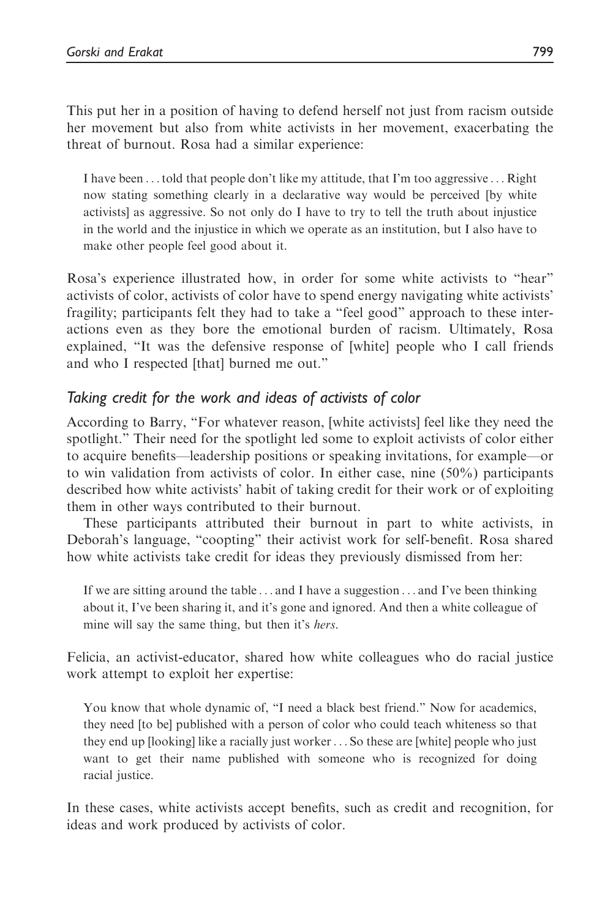This put her in a position of having to defend herself not just from racism outside her movement but also from white activists in her movement, exacerbating the threat of burnout. Rosa had a similar experience:

> I have been . . . told that people don't like my attitude, that I'm too aggressive . . . Right now stating something clearly in a declarative way would be perceived [by white activists] as aggressive. So not only do I have to try to tell the truth about injustice in the world and the injustice in which we operate as an institution, but I also have to make other people feel good about it.

Rosa's experience illustrated how, in order for some white activists to "hear" activists of color, activists of color have to spend energy navigating white activists' fragility; participants felt they had to take a "feel good" approach to these interactions even as they bore the emotional burden of racism. Ultimately, Rosa explained, "It was the defensive response of [white] people who I call friends and who I respected [that] burned me out."

### *Taking credit for the work and ideas of activists of color*

According to Barry, "For whatever reason, [white activists] feel like they need the spotlight." Their need for the spotlight led some to exploit activists of color either to acquire benefits—leadership positions or speaking invitations, for example—or to win validation from activists of color. In either case, nine (50%) participants described how white activists' habit of taking credit for their work or of exploiting them in other ways contributed to their burnout.

These participants attributed their burnout in part to white activists, in Deborah's language, "coopting" their activist work for self-benefit. Rosa shared how white activists take credit for ideas they previously dismissed from her:

> If we are sitting around the table . . . and I have a suggestion . . . and I've been thinking about it, I've been sharing it, and it's gone and ignored. And then a white colleague of mine will say the same thing, but then it's *hers*.

Felicia, an activist-educator, shared how white colleagues who do racial justice work attempt to exploit her expertise:

> You know that whole dynamic of, "I need a black best friend." Now for academics, they need [to be] published with a person of color who could teach whiteness so that they end up [looking] like a racially just worker . . . So these are [white] people who just want to get their name published with someone who is recognized for doing racial justice.

In these cases, white activists accept benefits, such as credit and recognition, for ideas and work produced by activists of color.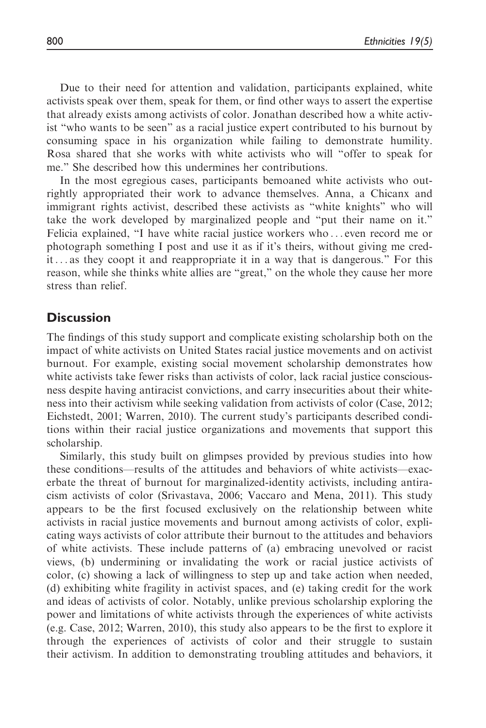Due to their need for attention and validation, participants explained, white activists speak over them, speak for them, or find other ways to assert the expertise that already exists among activists of color. Jonathan described how a white activist "who wants to be seen" as a racial justice expert contributed to his burnout by consuming space in his organization while failing to demonstrate humility. Rosa shared that she works with white activists who will "offer to speak for me." She described how this undermines her contributions.

In the most egregious cases, participants bemoaned white activists who outrightly appropriated their work to advance themselves. Anna, a Chicanx and immigrant rights activist, described these activists as "white knights" who will take the work developed by marginalized people and "put their name on it." Felicia explained, "I have white racial justice workers who . . . even record me or photograph something I post and use it as if it's theirs, without giving me credit . . . as they coopt it and reappropriate it in a way that is dangerous." For this reason, while she thinks white allies are "great," on the whole they cause her more stress than relief.

## Discussion

The findings of this study support and complicate existing scholarship both on the impact of white activists on United States racial justice movements and on activist burnout. For example, existing social movement scholarship demonstrates how white activists take fewer risks than activists of color, lack racial justice consciousness despite having antiracist convictions, and carry insecurities about their whiteness into their activism while seeking validation from activists of color (Case, 2012; Eichstedt, 2001; Warren, 2010). The current study's participants described conditions within their racial justice organizations and movements that support this scholarship.

Similarly, this study built on glimpses provided by previous studies into how these conditions—results of the attitudes and behaviors of white activists—exacerbate the threat of burnout for marginalized-identity activists, including antiracism activists of color (Srivastava, 2006; Vaccaro and Mena, 2011). This study appears to be the first focused exclusively on the relationship between white activists in racial justice movements and burnout among activists of color, explicating ways activists of color attribute their burnout to the attitudes and behaviors of white activists. These include patterns of (a) embracing unevolved or racist views, (b) undermining or invalidating the work or racial justice activists of color, (c) showing a lack of willingness to step up and take action when needed, (d) exhibiting white fragility in activist spaces, and (e) taking credit for the work and ideas of activists of color. Notably, unlike previous scholarship exploring the power and limitations of white activists through the experiences of white activists (e.g. Case, 2012; Warren, 2010), this study also appears to be the first to explore it through the experiences of activists of color and their struggle to sustain their activism. In addition to demonstrating troubling attitudes and behaviors, it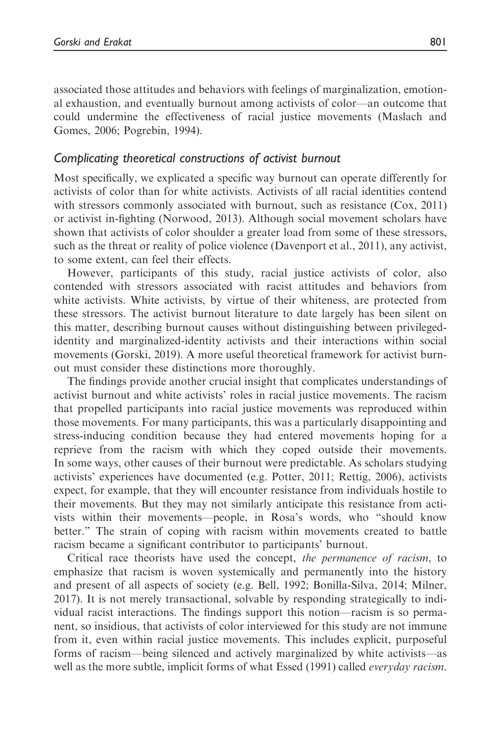associated those attitudes and behaviors with feelings of marginalization, emotional exhaustion, and eventually burnout among activists of color—an outcome that could undermine the effectiveness of racial justice movements (Maslach and Gomes, 2006; Pogrebin, 1994).

### *Complicating theoretical constructions of activist burnout*

Most specifically, we explicated a specific way burnout can operate differently for activists of color than for white activists. Activists of all racial identities contend with stressors commonly associated with burnout, such as resistance (Cox, 2011) or activist in-fighting (Norwood, 2013). Although social movement scholars have shown that activists of color shoulder a greater load from some of these stressors, such as the threat or reality of police violence (Davenport et al., 2011), any activist, to some extent, can feel their effects.

However, participants of this study, racial justice activists of color, also contended with stressors associated with racist attitudes and behaviors from white activists. White activists, by virtue of their whiteness, are protected from these stressors. The activist burnout literature to date largely has been silent on this matter, describing burnout causes without distinguishing between privileged-identity and marginalized-identity activists and their interactions within social movements (Gorski, 2019). A more useful theoretical framework for activist burnout must consider these distinctions more thoroughly.

The findings provide another crucial insight that complicates understandings of activist burnout and white activists' roles in racial justice movements. The racism that propelled participants into racial justice movements was reproduced within those movements. For many participants, this was a particularly disappointing and stress-inducing condition because they had entered movements hoping for a reprieve from the racism with which they coped outside their movements. In some ways, other causes of their burnout were predictable. As scholars studying activists' experiences have documented (e.g. Potter, 2011; Rettig, 2006), activists expect, for example, that they will encounter resistance from individuals hostile to their movements. But they may not similarly anticipate this resistance from activists within their movements—people, in Rosa's words, who "should know better." The strain of coping with racism within movements created to battle racism became a significant contributor to participants' burnout.

Critical race theorists have used the concept, *the permanence of racism*, to emphasize that racism is woven systemically and permanently into the history and present of all aspects of society (e.g. Bell, 1992; Bonilla-Silva, 2014; Milner, 2017). It is not merely transactional, solvable by responding strategically to individual racist interactions. The findings support this notion—racism is so permanent, so insidious, that activists of color interviewed for this study are not immune from it, even within racial justice movements. This includes explicit, purposeful forms of racism—being silenced and actively marginalized by white activists—as well as the more subtle, implicit forms of what Essed (1991) called *everyday racism*.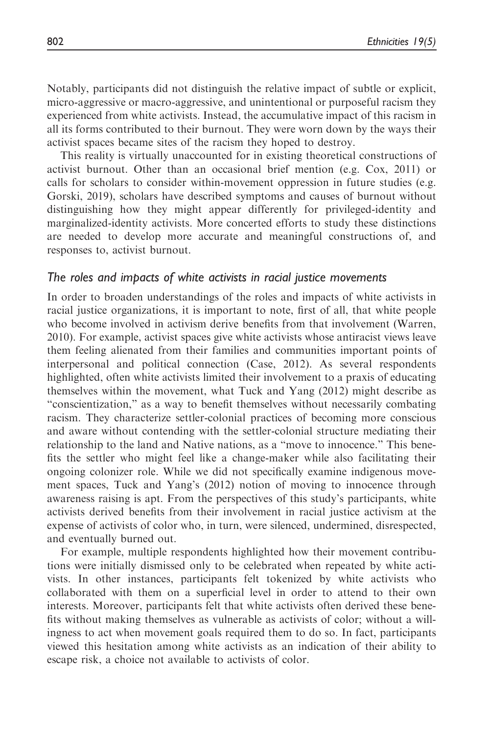Notably, participants did not distinguish the relative impact of subtle or explicit, micro-aggressive or macro-aggressive, and unintentional or purposeful racism they experienced from white activists. Instead, the accumulative impact of this racism in all its forms contributed to their burnout. They were worn down by the ways their activist spaces became sites of the racism they hoped to destroy.

This reality is virtually unaccounted for in existing theoretical constructions of activist burnout. Other than an occasional brief mention (e.g. Cox, 2011) or calls for scholars to consider within-movement oppression in future studies (e.g. Gorski, 2019), scholars have described symptoms and causes of burnout without distinguishing how they might appear differently for privileged-identity and marginalized-identity activists. More concerted efforts to study these distinctions are needed to develop more accurate and meaningful constructions of, and responses to, activist burnout.

### *The roles and impacts of white activists in racial justice movements*

In order to broaden understandings of the roles and impacts of white activists in racial justice organizations, it is important to note, first of all, that white people who become involved in activism derive benefits from that involvement (Warren, 2010). For example, activist spaces give white activists whose antiracist views leave them feeling alienated from their families and communities important points of interpersonal and political connection (Case, 2012). As several respondents highlighted, often white activists limited their involvement to a praxis of educating themselves within the movement, what Tuck and Yang (2012) might describe as "conscientization," as a way to benefit themselves without necessarily combating racism. They characterize settler-colonial practices of becoming more conscious and aware without contending with the settler-colonial structure mediating their relationship to the land and Native nations, as a "move to innocence." This benefits the settler who might feel like a change-maker while also facilitating their ongoing colonizer role. While we did not specifically examine indigenous movement spaces, Tuck and Yang's (2012) notion of moving to innocence through awareness raising is apt. From the perspectives of this study's participants, white activists derived benefits from their involvement in racial justice activism at the expense of activists of color who, in turn, were silenced, undermined, disrespected, and eventually burned out.

For example, multiple respondents highlighted how their movement contributions were initially dismissed only to be celebrated when repeated by white activists. In other instances, participants felt tokenized by white activists who collaborated with them on a superficial level in order to attend to their own interests. Moreover, participants felt that white activists often derived these benefits without making themselves as vulnerable as activists of color; without a willingness to act when movement goals required them to do so. In fact, participants viewed this hesitation among white activists as an indication of their ability to escape risk, a choice not available to activists of color.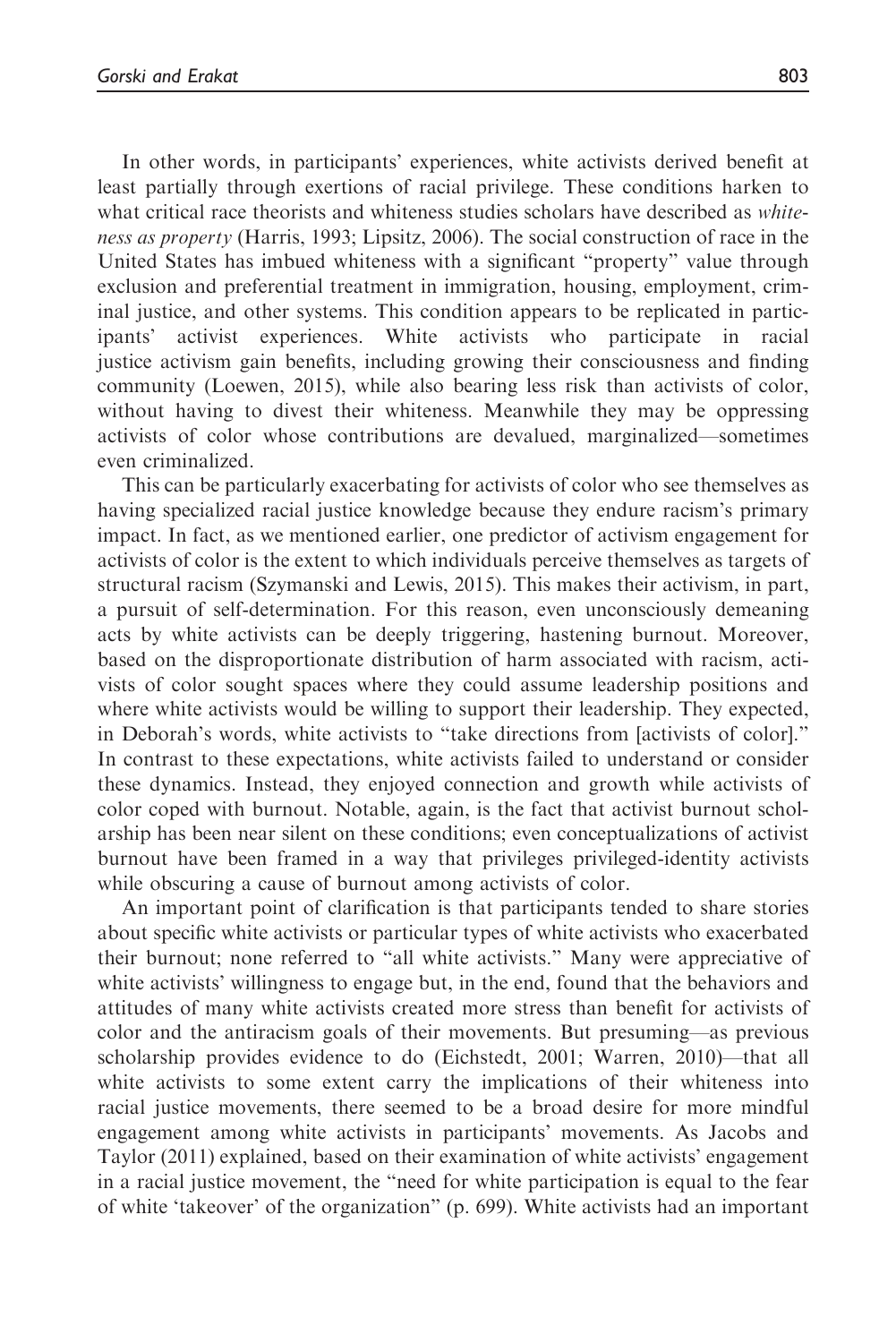In other words, in participants' experiences, white activists derived benefit at least partially through exertions of racial privilege. These conditions harken to what critical race theorists and whiteness studies scholars have described as *whiteness as property* (Harris, 1993; Lipsitz, 2006). The social construction of race in the United States has imbued whiteness with a significant "property" value through exclusion and preferential treatment in immigration, housing, employment, criminal justice, and other systems. This condition appears to be replicated in participants' activist experiences. White activists who participate in racial justice activism gain benefits, including growing their consciousness and finding community (Loewen, 2015), while also bearing less risk than activists of color, without having to divest their whiteness. Meanwhile they may be oppressing activists of color whose contributions are devalued, marginalized—sometimes even criminalized.

This can be particularly exacerbating for activists of color who see themselves as having specialized racial justice knowledge because they endure racism's primary impact. In fact, as we mentioned earlier, one predictor of activism engagement for activists of color is the extent to which individuals perceive themselves as targets of structural racism (Szymanski and Lewis, 2015). This makes their activism, in part, a pursuit of self-determination. For this reason, even unconsciously demeaning acts by white activists can be deeply triggering, hastening burnout. Moreover, based on the disproportionate distribution of harm associated with racism, activists of color sought spaces where they could assume leadership positions and where white activists would be willing to support their leadership. They expected, in Deborah's words, white activists to "take directions from [activists of color]." In contrast to these expectations, white activists failed to understand or consider these dynamics. Instead, they enjoyed connection and growth while activists of color coped with burnout. Notable, again, is the fact that activist burnout scholarship has been near silent on these conditions; even conceptualizations of activist burnout have been framed in a way that privileges privileged-identity activists while obscuring a cause of burnout among activists of color.

An important point of clarification is that participants tended to share stories about specific white activists or particular types of white activists who exacerbated their burnout; none referred to "all white activists." Many were appreciative of white activists' willingness to engage but, in the end, found that the behaviors and attitudes of many white activists created more stress than benefit for activists of color and the antiracism goals of their movements. But presuming—as previous scholarship provides evidence to do (Eichstedt, 2001; Warren, 2010)—that all white activists to some extent carry the implications of their whiteness into racial justice movements, there seemed to be a broad desire for more mindful engagement among white activists in participants' movements. As Jacobs and Taylor (2011) explained, based on their examination of white activists' engagement in a racial justice movement, the "need for white participation is equal to the fear of white 'takeover' of the organization" (p. 699). White activists had an important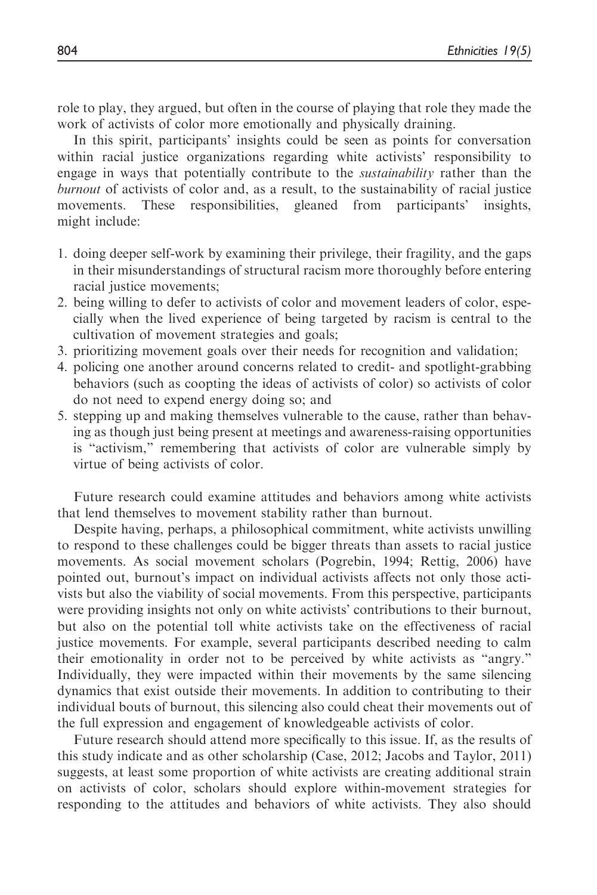role to play, they argued, but often in the course of playing that role they made the work of activists of color more emotionally and physically draining.

In this spirit, participants' insights could be seen as points for conversation within racial justice organizations regarding white activists' responsibility to engage in ways that potentially contribute to the *sustainability* rather than the *burnout* of activists of color and, as a result, to the sustainability of racial justice movements. These responsibilities, gleaned from participants' insights, might include:

1. doing deeper self-work by examining their privilege, their fragility, and the gaps in their misunderstandings of structural racism more thoroughly before entering racial justice movements;
2. being willing to defer to activists of color and movement leaders of color, especially when the lived experience of being targeted by racism is central to the cultivation of movement strategies and goals;
3. prioritizing movement goals over their needs for recognition and validation;
4. policing one another around concerns related to credit- and spotlight-grabbing behaviors (such as coopting the ideas of activists of color) so activists of color do not need to expend energy doing so; and
5. stepping up and making themselves vulnerable to the cause, rather than behaving as though just being present at meetings and awareness-raising opportunities is "activism," remembering that activists of color are vulnerable simply by virtue of being activists of color.

Future research could examine attitudes and behaviors among white activists that lend themselves to movement stability rather than burnout.

Despite having, perhaps, a philosophical commitment, white activists unwilling to respond to these challenges could be bigger threats than assets to racial justice movements. As social movement scholars (Pogrebin, 1994; Rettig, 2006) have pointed out, burnout's impact on individual activists affects not only those activists but also the viability of social movements. From this perspective, participants were providing insights not only on white activists' contributions to their burnout, but also on the potential toll white activists take on the effectiveness of racial justice movements. For example, several participants described needing to calm their emotionality in order not to be perceived by white activists as "angry." Individually, they were impacted within their movements by the same silencing dynamics that exist outside their movements. In addition to contributing to their individual bouts of burnout, this silencing also could cheat their movements out of the full expression and engagement of knowledgeable activists of color.

Future research should attend more specifically to this issue. If, as the results of this study indicate and as other scholarship (Case, 2012; Jacobs and Taylor, 2011) suggests, at least some proportion of white activists are creating additional strain on activists of color, scholars should explore within-movement strategies for responding to the attitudes and behaviors of white activists. They also should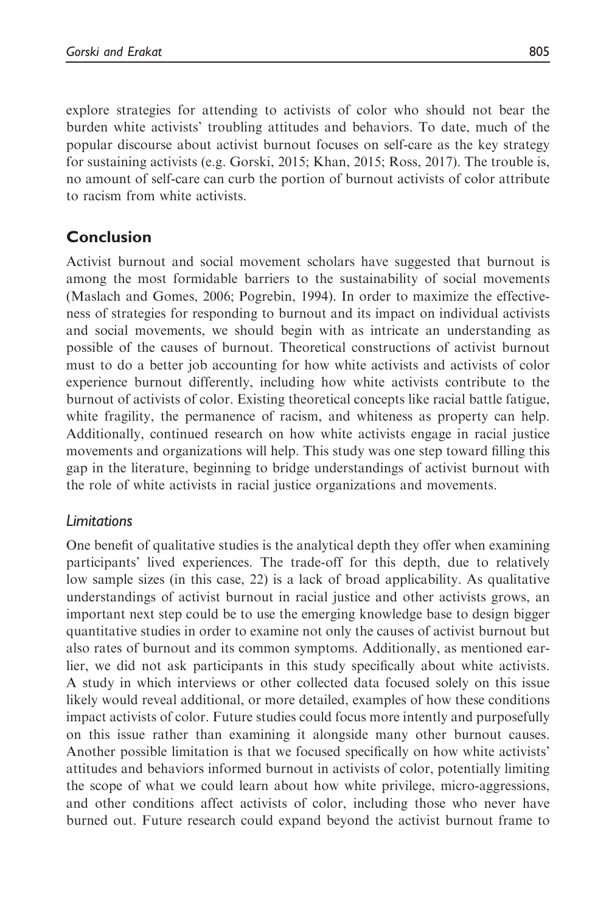explore strategies for attending to activists of color who should not bear the burden white activists' troubling attitudes and behaviors. To date, much of the popular discourse about activist burnout focuses on self-care as the key strategy for sustaining activists (e.g. Gorski, 2015; Khan, 2015; Ross, 2017). The trouble is, no amount of self-care can curb the portion of burnout activists of color attribute to racism from white activists.

## Conclusion

Activist burnout and social movement scholars have suggested that burnout is among the most formidable barriers to the sustainability of social movements (Maslach and Gomes, 2006; Pogrebin, 1994). In order to maximize the effectiveness of strategies for responding to burnout and its impact on individual activists and social movements, we should begin with as intricate an understanding as possible of the causes of burnout. Theoretical constructions of activist burnout must to do a better job accounting for how white activists and activists of color experience burnout differently, including how white activists contribute to the burnout of activists of color. Existing theoretical concepts like racial battle fatigue, white fragility, the permanence of racism, and whiteness as property can help. Additionally, continued research on how white activists engage in racial justice movements and organizations will help. This study was one step toward filling this gap in the literature, beginning to bridge understandings of activist burnout with the role of white activists in racial justice organizations and movements.

### *Limitations*

One benefit of qualitative studies is the analytical depth they offer when examining participants' lived experiences. The trade-off for this depth, due to relatively low sample sizes (in this case, 22) is a lack of broad applicability. As qualitative understandings of activist burnout in racial justice and other activists grows, an important next step could be to use the emerging knowledge base to design bigger quantitative studies in order to examine not only the causes of activist burnout but also rates of burnout and its common symptoms. Additionally, as mentioned earlier, we did not ask participants in this study specifically about white activists. A study in which interviews or other collected data focused solely on this issue likely would reveal additional, or more detailed, examples of how these conditions impact activists of color. Future studies could focus more intently and purposefully on this issue rather than examining it alongside many other burnout causes. Another possible limitation is that we focused specifically on how white activists' attitudes and behaviors informed burnout in activists of color, potentially limiting the scope of what we could learn about how white privilege, micro-aggressions, and other conditions affect activists of color, including those who never have burned out. Future research could expand beyond the activist burnout frame to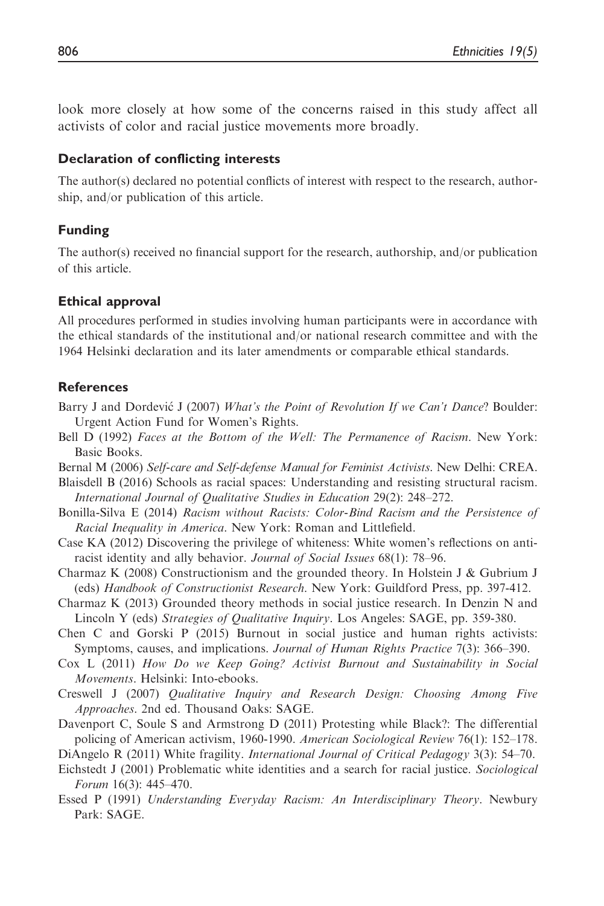look more closely at how some of the concerns raised in this study affect all activists of color and racial justice movements more broadly.

## Declaration of conflicting interests

The author(s) declared no potential conflicts of interest with respect to the research, authorship, and/or publication of this article.

## Funding

The author(s) received no financial support for the research, authorship, and/or publication of this article.

## Ethical approval

All procedures performed in studies involving human participants were in accordance with the ethical standards of the institutional and/or national research committee and with the 1964 Helsinki declaration and its later amendments or comparable ethical standards.

## References

Barry J and Dordević J (2007) *What's the Point of Revolution If we Can't Dance*? Boulder: Urgent Action Fund for Women's Rights.

Bell D (1992) *Faces at the Bottom of the Well: The Permanence of Racism*. New York: Basic Books.

Bernal M (2006) *Self-care and Self-defense Manual for Feminist Activists*. New Delhi: CREA.

Blaisdell B (2016) Schools as racial spaces: Understanding and resisting structural racism. *International Journal of Qualitative Studies in Education* 29(2): 248–272.

Bonilla-Silva E (2014) *Racism without Racists: Color-Bind Racism and the Persistence of Racial Inequality in America*. New York: Roman and Littlefield.

Case KA (2012) Discovering the privilege of whiteness: White women's reflections on anti-racist identity and ally behavior. *Journal of Social Issues* 68(1): 78–96.

Charmaz K (2008) Constructionism and the grounded theory. In Holstein J & Gubrium J (eds) *Handbook of Constructionist Research*. New York: Guildford Press, pp. 397-412.

Charmaz K (2013) Grounded theory methods in social justice research. In Denzin N and Lincoln Y (eds) *Strategies of Qualitative Inquiry*. Los Angeles: SAGE, pp. 359-380.

Chen C and Gorski P (2015) Burnout in social justice and human rights activists: Symptoms, causes, and implications. *Journal of Human Rights Practice* 7(3): 366–390.

Cox L (2011) *How Do we Keep Going? Activist Burnout and Sustainability in Social Movements*. Helsinki: Into-ebooks.

Creswell J (2007) *Qualitative Inquiry and Research Design: Choosing Among Five Approaches*. 2nd ed. Thousand Oaks: SAGE.

Davenport C, Soule S and Armstrong D (2011) Protesting while Black?: The differential policing of American activism, 1960-1990. *American Sociological Review* 76(1): 152–178.

DiAngelo R (2011) White fragility. *International Journal of Critical Pedagogy* 3(3): 54–70.

Eichstedt J (2001) Problematic white identities and a search for racial justice. *Sociological Forum* 16(3): 445–470.

Essed P (1991) *Understanding Everyday Racism: An Interdisciplinary Theory*. Newbury Park: SAGE.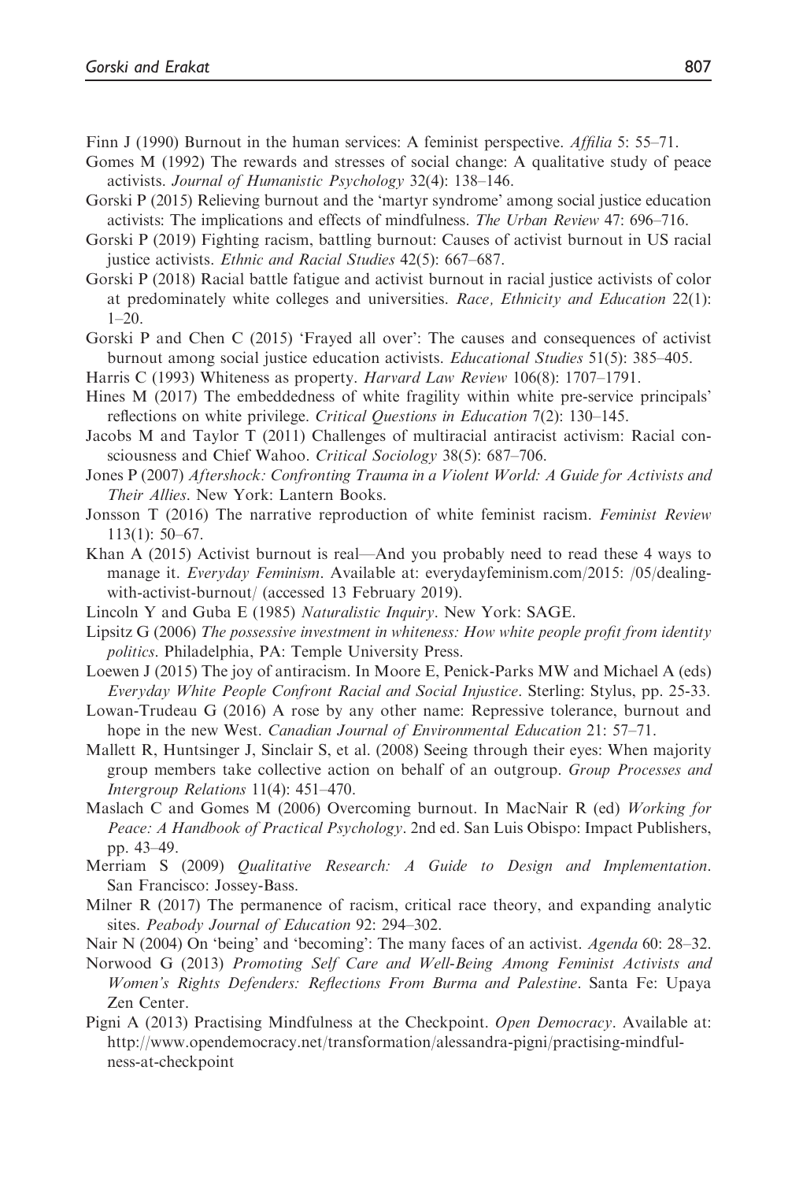Finn J (1990) Burnout in the human services: A feminist perspective. *Affilia* 5: 55–71.

Gomes M (1992) The rewards and stresses of social change: A qualitative study of peace activists. *Journal of Humanistic Psychology* 32(4): 138–146.

Gorski P (2015) Relieving burnout and the 'martyr syndrome' among social justice education activists: The implications and effects of mindfulness. *The Urban Review* 47: 696–716.

Gorski P (2019) Fighting racism, battling burnout: Causes of activist burnout in US racial justice activists. *Ethnic and Racial Studies* 42(5): 667–687.

Gorski P (2018) Racial battle fatigue and activist burnout in racial justice activists of color at predominately white colleges and universities. *Race, Ethnicity and Education* 22(1): 1–20.

Gorski P and Chen C (2015) 'Frayed all over': The causes and consequences of activist burnout among social justice education activists. *Educational Studies* 51(5): 385–405.

Harris C (1993) Whiteness as property. *Harvard Law Review* 106(8): 1707–1791.

Hines M (2017) The embeddedness of white fragility within white pre-service principals' reflections on white privilege. *Critical Questions in Education* 7(2): 130–145.

Jacobs M and Taylor T (2011) Challenges of multiracial antiracist activism: Racial consciousness and Chief Wahoo. *Critical Sociology* 38(5): 687–706.

Jones P (2007) *Aftershock: Confronting Trauma in a Violent World: A Guide for Activists and Their Allies*. New York: Lantern Books.

Jonsson T (2016) The narrative reproduction of white feminist racism. *Feminist Review* 113(1): 50–67.

Khan A (2015) Activist burnout is real—And you probably need to read these 4 ways to manage it. *Everyday Feminism*. Available at: everydayfeminism.com/2015: /05/dealing-with-activist-burnout/ (accessed 13 February 2019).

Lincoln Y and Guba E (1985) *Naturalistic Inquiry*. New York: SAGE.

Lipsitz G (2006) *The possessive investment in whiteness: How white people profit from identity politics*. Philadelphia, PA: Temple University Press.

Loewen J (2015) The joy of antiracism. In Moore E, Penick-Parks MW and Michael A (eds) *Everyday White People Confront Racial and Social Injustice*. Sterling: Stylus, pp. 25-33.

Lowan-Trudeau G (2016) A rose by any other name: Repressive tolerance, burnout and hope in the new West. *Canadian Journal of Environmental Education* 21: 57–71.

Mallett R, Huntsinger J, Sinclair S, et al. (2008) Seeing through their eyes: When majority group members take collective action on behalf of an outgroup. *Group Processes and Intergroup Relations* 11(4): 451–470.

Maslach C and Gomes M (2006) Overcoming burnout. In MacNair R (ed) *Working for Peace: A Handbook of Practical Psychology*. 2nd ed. San Luis Obispo: Impact Publishers, pp. 43–49.

Merriam S (2009) *Qualitative Research: A Guide to Design and Implementation*. San Francisco: Jossey-Bass.

Milner R (2017) The permanence of racism, critical race theory, and expanding analytic sites. *Peabody Journal of Education* 92: 294–302.

Nair N (2004) On 'being' and 'becoming': The many faces of an activist. *Agenda* 60: 28–32.

Norwood G (2013) *Promoting Self Care and Well-Being Among Feminist Activists and Women's Rights Defenders: Reflections From Burma and Palestine*. Santa Fe: Upaya Zen Center.

Pigni A (2013) Practising Mindfulness at the Checkpoint. *Open Democracy*. Available at: http://www.opendemocracy.net/transformation/alessandra-pigni/practising-mindfulness-at-checkpoint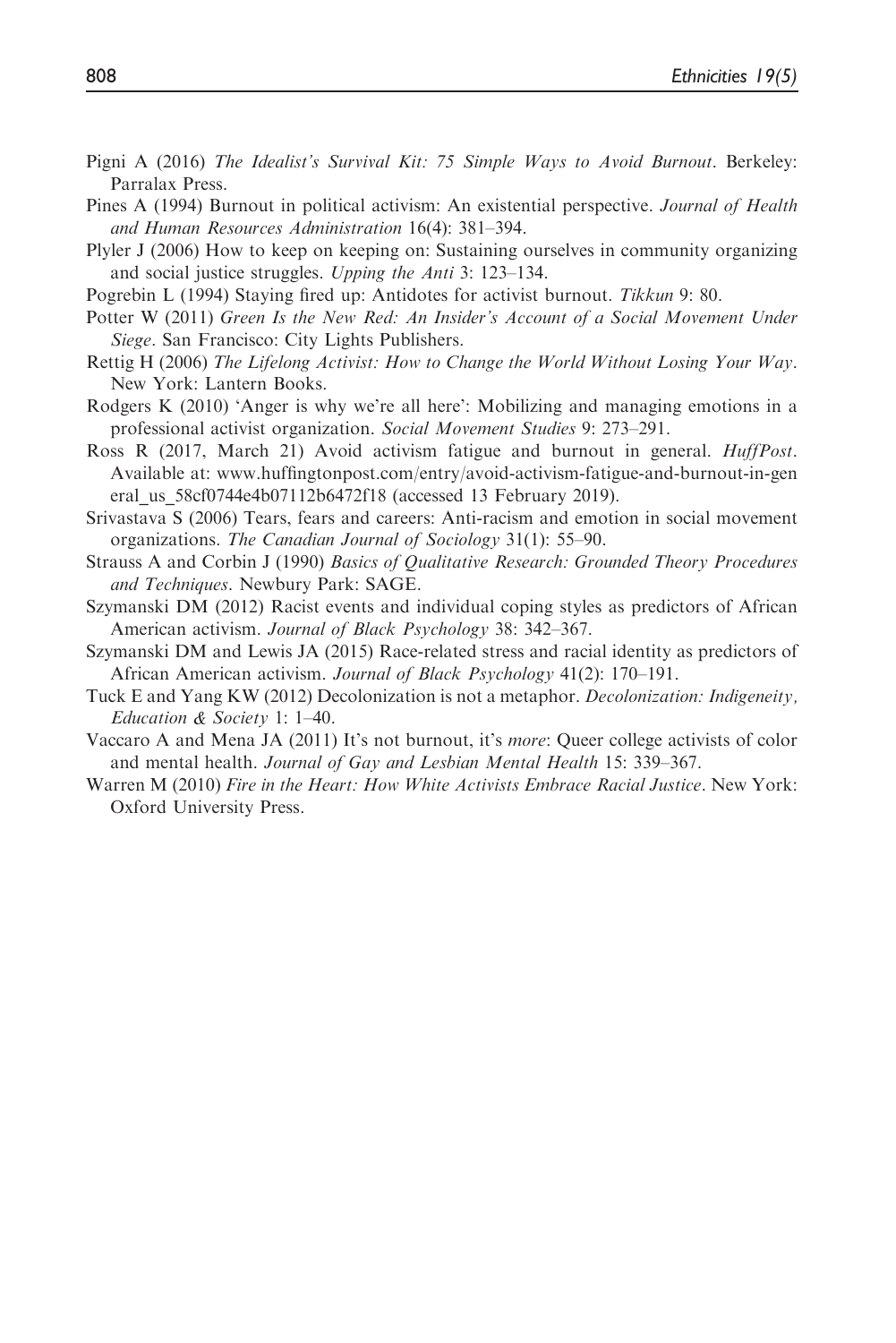Pigni A (2016) *The Idealist's Survival Kit: 75 Simple Ways to Avoid Burnout*. Berkeley: Parralax Press.

Pines A (1994) Burnout in political activism: An existential perspective. *Journal of Health and Human Resources Administration* 16(4): 381–394.

Plyler J (2006) How to keep on keeping on: Sustaining ourselves in community organizing and social justice struggles. *Upping the Anti* 3: 123–134.

Pogrebin L (1994) Staying fired up: Antidotes for activist burnout. *Tikkun* 9: 80.

Potter W (2011) *Green Is the New Red: An Insider's Account of a Social Movement Under Siege*. San Francisco: City Lights Publishers.

Rettig H (2006) *The Lifelong Activist: How to Change the World Without Losing Your Way*. New York: Lantern Books.

Rodgers K (2010) 'Anger is why we're all here': Mobilizing and managing emotions in a professional activist organization. *Social Movement Studies* 9: 273–291.

Ross R (2017, March 21) Avoid activism fatigue and burnout in general. *HuffPost*. Available at: www.huffingtonpost.com/entry/avoid-activism-fatigue-and-burnout-in-general_us_58cf0744e4b07112b6472f18 (accessed 13 February 2019).

Srivastava S (2006) Tears, fears and careers: Anti-racism and emotion in social movement organizations. *The Canadian Journal of Sociology* 31(1): 55–90.

Strauss A and Corbin J (1990) *Basics of Qualitative Research: Grounded Theory Procedures and Techniques*. Newbury Park: SAGE.

Szymanski DM (2012) Racist events and individual coping styles as predictors of African American activism. *Journal of Black Psychology* 38: 342–367.

Szymanski DM and Lewis JA (2015) Race-related stress and racial identity as predictors of African American activism. *Journal of Black Psychology* 41(2): 170–191.

Tuck E and Yang KW (2012) Decolonization is not a metaphor. *Decolonization: Indigeneity, Education & Society* 1: 1–40.

Vaccaro A and Mena JA (2011) It's not burnout, it's *more*: Queer college activists of color and mental health. *Journal of Gay and Lesbian Mental Health* 15: 339–367.

Warren M (2010) *Fire in the Heart: How White Activists Embrace Racial Justice*. New York: Oxford University Press.